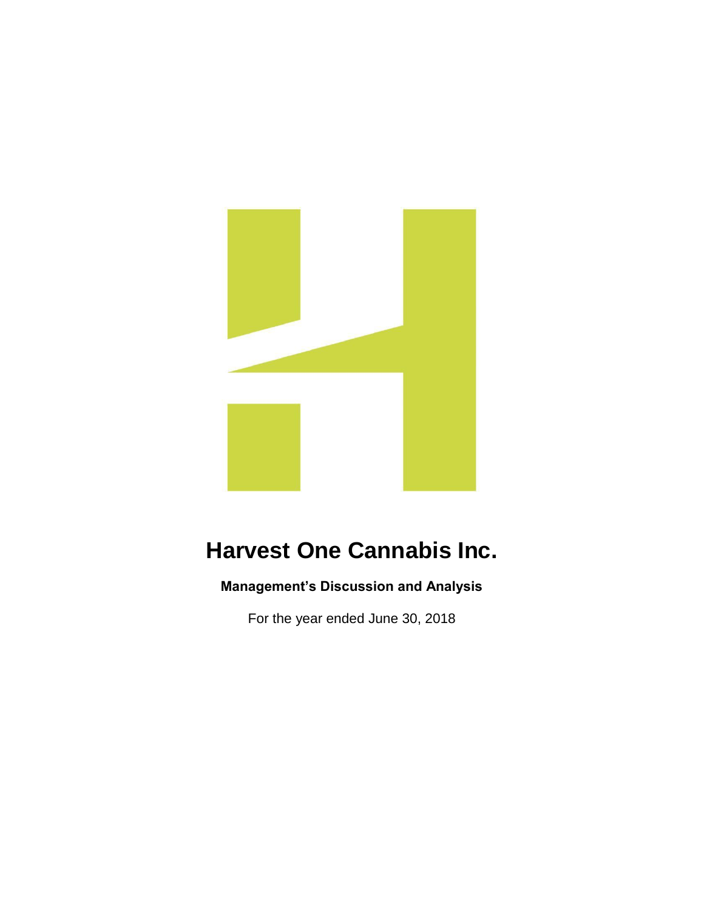# Harvest One Cannabis Inc.

**Management's Discussion and Analysis**

For the year ended June 30, 2018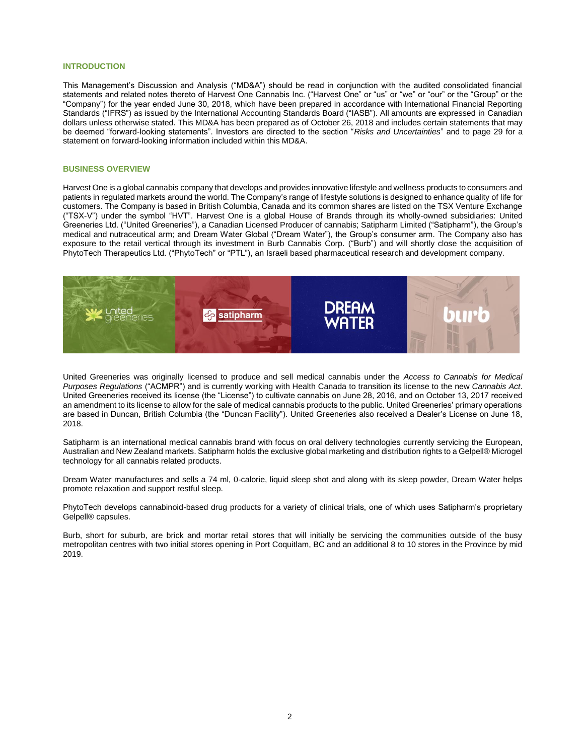## INTRODUCTION

This Management's Discussion and Analysis ("MD&A") should be read in conjunction with the audited consolidated financial statements and related notes thereto of Harvest One Cannabis Inc. ("Harvest One" or "us" or "we" or "our" or the "Group" or the "Company") for the year ended June 30, 2018, which have been prepared in accordance with International Financial Reporting Standards ("IFRS") as issued by the International Accounting Standards Board ("IASB"). All amounts are expressed in Canadian dollars unless otherwise stated. This MD&A has been prepared as of October 26, 2018 and includes certain statements that may be deemed "forward-looking statements". Investors are directed to the section "*Risks and Uncertainties*" and to page 29 for a statement on forward-looking information included within this MD&A.

## BUSINESS OVERVIEW

Harvest One is a global cannabis company that develops and provides innovative lifestyle and wellness products to consumers and patients in regulated markets around the world. The Company's range of lifestyle solutions is designed to enhance quality of life for customers. The Company is based in British Columbia, Canada and its common shares are listed on the TSX Venture Exchange ("TSX-V") under the symbol "HVT". Harvest One is a global House of Brands through its wholly-owned subsidiaries: United Greeneries Ltd. ("United Greeneries"), a Canadian Licensed Producer of cannabis; Satipharm Limited ("Satipharm"), the Group's medical and nutraceutical arm; and Dream Water Global ("Dream Water"), the Group's consumer arm. The Company also has exposure to the retail vertical through its investment in Burb Cannabis Corp. ("Burb") and will shortly close the acquisition of PhytoTech Therapeutics Ltd. ("PhytoTech" or "PTL"), an Israeli based pharmaceutical research and development company.

United Greeneries was originally licensed to produce and sell medical cannabis under the *Access to Cannabis for Medical Purposes Regulations* ("ACMPR") and is currently working with Health Canada to transition its license to the new *Cannabis Act*. United Greeneries received its license (the "License") to cultivate cannabis on June 28, 2016, and on October 13, 2017 received an amendment to its license to allow for the sale of medical cannabis products to the public. United Greeneries' primary operations are based in Duncan, British Columbia (the "Duncan Facility"). United Greeneries also received a Dealer's License on June 18, 2018.

Satipharm is an international medical cannabis brand with focus on oral delivery technologies currently servicing the European, Australian and New Zealand markets. Satipharm holds the exclusive global marketing and distribution rights to a Gelpell® Microgel technology for all cannabis related products.

Dream Water manufactures and sells a 74 ml, 0-calorie, liquid sleep shot and along with its sleep powder, Dream Water helps promote relaxation and support restful sleep.

PhytoTech develops cannabinoid-based drug products for a variety of clinical trials, one of which uses Satipharm's proprietary Gelpell® capsules.

Burb, short for suburb, are brick and mortar retail stores that will initially be servicing the communities outside of the busy metropolitan centres with two initial stores opening in Port Coquitlam, BC and an additional 8 to 10 stores in the Province by mid 2019.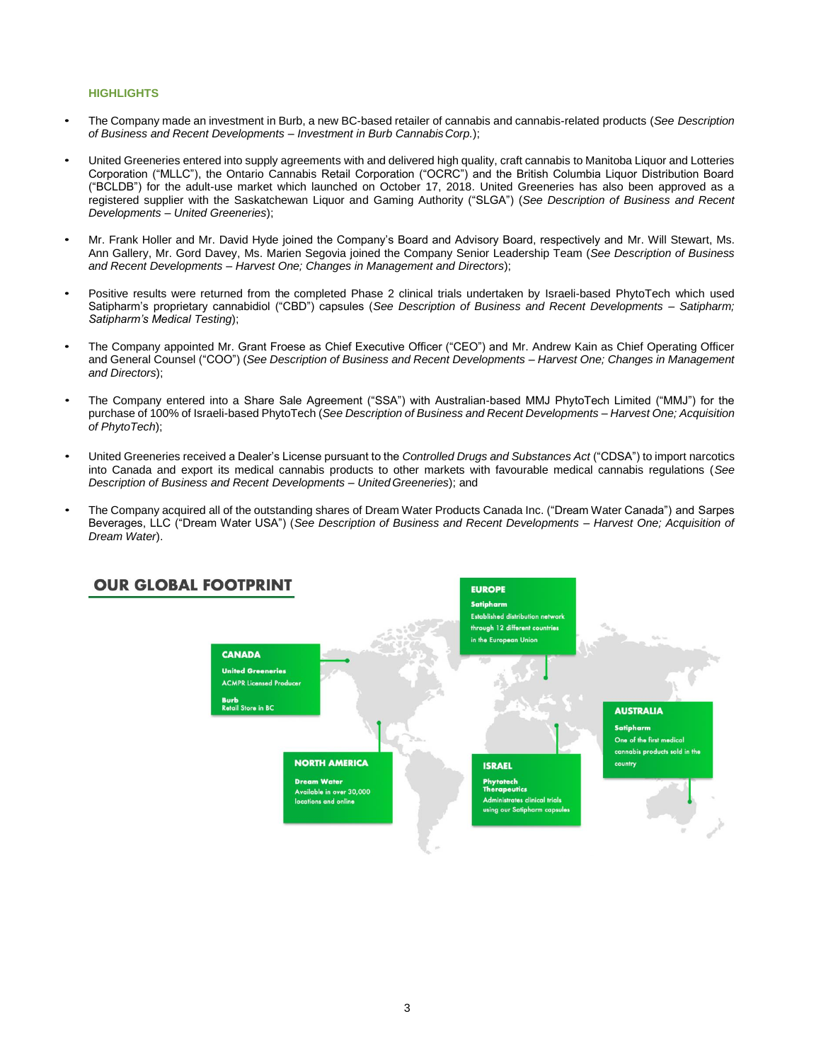## HIGHLIGHTS

- The Company made an investment in Burb, a new BC-based retailer of cannabis and cannabis-related products (*See Description of Business and Recent Developments – Investment in Burb Cannabis Corp.*);

- United Greeneries entered into supply agreements with and delivered high quality, craft cannabis to Manitoba Liquor and Lotteries Corporation ("MLLC"), the Ontario Cannabis Retail Corporation ("OCRC") and the British Columbia Liquor Distribution Board ("BCLDB") for the adult-use market which launched on October 17, 2018. United Greeneries has also been approved as a registered supplier with the Saskatchewan Liquor and Gaming Authority ("SLGA") (*See Description of Business and Recent Developments – United Greeneries*);

- Mr. Frank Holler and Mr. David Hyde joined the Company's Board and Advisory Board, respectively and Mr. Will Stewart, Ms. Ann Gallery, Mr. Gord Davey, Ms. Marien Segovia joined the Company Senior Leadership Team (*See Description of Business and Recent Developments – Harvest One; Changes in Management and Directors*);

- Positive results were returned from the completed Phase 2 clinical trials undertaken by Israeli-based PhytoTech which used Satipharm's proprietary cannabidiol ("CBD") capsules (*See Description of Business and Recent Developments – Satipharm; Satipharm's Medical Testing*);

- The Company appointed Mr. Grant Froese as Chief Executive Officer ("CEO") and Mr. Andrew Kain as Chief Operating Officer and General Counsel ("COO") (*See Description of Business and Recent Developments – Harvest One; Changes in Management and Directors*);

- The Company entered into a Share Sale Agreement ("SSA") with Australian-based MMJ PhytoTech Limited ("MMJ") for the purchase of 100% of Israeli-based PhytoTech (*See Description of Business and Recent Developments – Harvest One; Acquisition of PhytoTech*);

- United Greeneries received a Dealer's License pursuant to the *Controlled Drugs and Substances Act* ("CDSA") to import narcotics into Canada and export its medical cannabis products to other markets with favourable medical cannabis regulations (*See Description of Business and Recent Developments – United Greeneries*); and

- The Company acquired all of the outstanding shares of Dream Water Products Canada Inc. ("Dream Water Canada") and Sarpes Beverages, LLC ("Dream Water USA") (*See Description of Business and Recent Developments – Harvest One; Acquisition of Dream Water*).

## OUR GLOBAL FOOTPRINT

**CANADA**
**United Greeneries**
ACMPR Licensed Producer
**Burb**
Retail Store in BC

**NORTH AMERICA**
**Dream Water**
Available in over 30,000 locations and online

**EUROPE**
**Satipharm**
Established distribution network through 12 different countries in the European Union

**ISRAEL**
**Phytotech Therapeutics**
Administrates clinical trials using our Satipharm capsules

**AUSTRALIA**
**Satipharm**
One of the first medical cannabis products sold in the country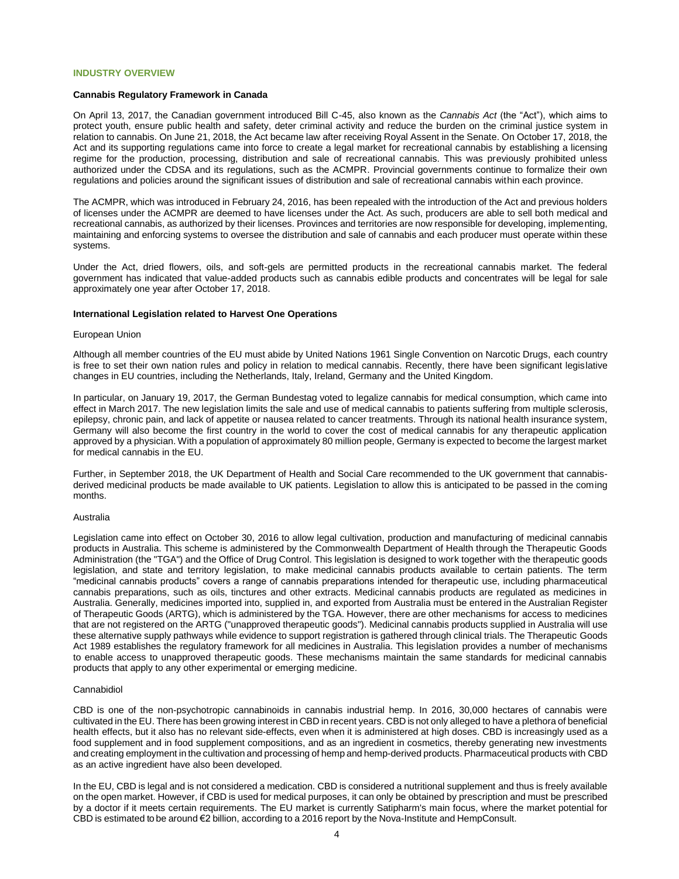## INDUSTRY OVERVIEW

### Cannabis Regulatory Framework in Canada

On April 13, 2017, the Canadian government introduced Bill C-45, also known as the *Cannabis Act* (the "Act"), which aims to protect youth, ensure public health and safety, deter criminal activity and reduce the burden on the criminal justice system in relation to cannabis. On June 21, 2018, the Act became law after receiving Royal Assent in the Senate. On October 17, 2018, the Act and its supporting regulations came into force to create a legal market for recreational cannabis by establishing a licensing regime for the production, processing, distribution and sale of recreational cannabis. This was previously prohibited unless authorized under the CDSA and its regulations, such as the ACMPR. Provincial governments continue to formalize their own regulations and policies around the significant issues of distribution and sale of recreational cannabis within each province.

The ACMPR, which was introduced in February 24, 2016, has been repealed with the introduction of the Act and previous holders of licenses under the ACMPR are deemed to have licenses under the Act. As such, producers are able to sell both medical and recreational cannabis, as authorized by their licenses. Provinces and territories are now responsible for developing, implementing, maintaining and enforcing systems to oversee the distribution and sale of cannabis and each producer must operate within these systems.

Under the Act, dried flowers, oils, and soft-gels are permitted products in the recreational cannabis market. The federal government has indicated that value-added products such as cannabis edible products and concentrates will be legal for sale approximately one year after October 17, 2018.

### International Legislation related to Harvest One Operations

European Union

Although all member countries of the EU must abide by United Nations 1961 Single Convention on Narcotic Drugs, each country is free to set their own nation rules and policy in relation to medical cannabis. Recently, there have been significant legislative changes in EU countries, including the Netherlands, Italy, Ireland, Germany and the United Kingdom.

In particular, on January 19, 2017, the German Bundestag voted to legalize cannabis for medical consumption, which came into effect in March 2017. The new legislation limits the sale and use of medical cannabis to patients suffering from multiple sclerosis, epilepsy, chronic pain, and lack of appetite or nausea related to cancer treatments. Through its national health insurance system, Germany will also become the first country in the world to cover the cost of medical cannabis for any therapeutic application approved by a physician. With a population of approximately 80 million people, Germany is expected to become the largest market for medical cannabis in the EU.

Further, in September 2018, the UK Department of Health and Social Care recommended to the UK government that cannabis-derived medicinal products be made available to UK patients. Legislation to allow this is anticipated to be passed in the coming months.

Australia

Legislation came into effect on October 30, 2016 to allow legal cultivation, production and manufacturing of medicinal cannabis products in Australia. This scheme is administered by the Commonwealth Department of Health through the Therapeutic Goods Administration (the "TGA") and the Office of Drug Control. This legislation is designed to work together with the therapeutic goods legislation, and state and territory legislation, to make medicinal cannabis products available to certain patients. The term "medicinal cannabis products" covers a range of cannabis preparations intended for therapeutic use, including pharmaceutical cannabis preparations, such as oils, tinctures and other extracts. Medicinal cannabis products are regulated as medicines in Australia. Generally, medicines imported into, supplied in, and exported from Australia must be entered in the Australian Register of Therapeutic Goods (ARTG), which is administered by the TGA. However, there are other mechanisms for access to medicines that are not registered on the ARTG ("unapproved therapeutic goods"). Medicinal cannabis products supplied in Australia will use these alternative supply pathways while evidence to support registration is gathered through clinical trials. The Therapeutic Goods Act 1989 establishes the regulatory framework for all medicines in Australia. This legislation provides a number of mechanisms to enable access to unapproved therapeutic goods. These mechanisms maintain the same standards for medicinal cannabis products that apply to any other experimental or emerging medicine.

Cannabidiol

CBD is one of the non-psychotropic cannabinoids in cannabis industrial hemp. In 2016, 30,000 hectares of cannabis were cultivated in the EU. There has been growing interest in CBD in recent years. CBD is not only alleged to have a plethora of beneficial health effects, but it also has no relevant side-effects, even when it is administered at high doses. CBD is increasingly used as a food supplement and in food supplement compositions, and as an ingredient in cosmetics, thereby generating new investments and creating employment in the cultivation and processing of hemp and hemp-derived products. Pharmaceutical products with CBD as an active ingredient have also been developed.

In the EU, CBD is legal and is not considered a medication. CBD is considered a nutritional supplement and thus is freely available on the open market. However, if CBD is used for medical purposes, it can only be obtained by prescription and must be prescribed by a doctor if it meets certain requirements. The EU market is currently Satipharm's main focus, where the market potential for CBD is estimated to be around €2 billion, according to a 2016 report by the Nova-Institute and HempConsult.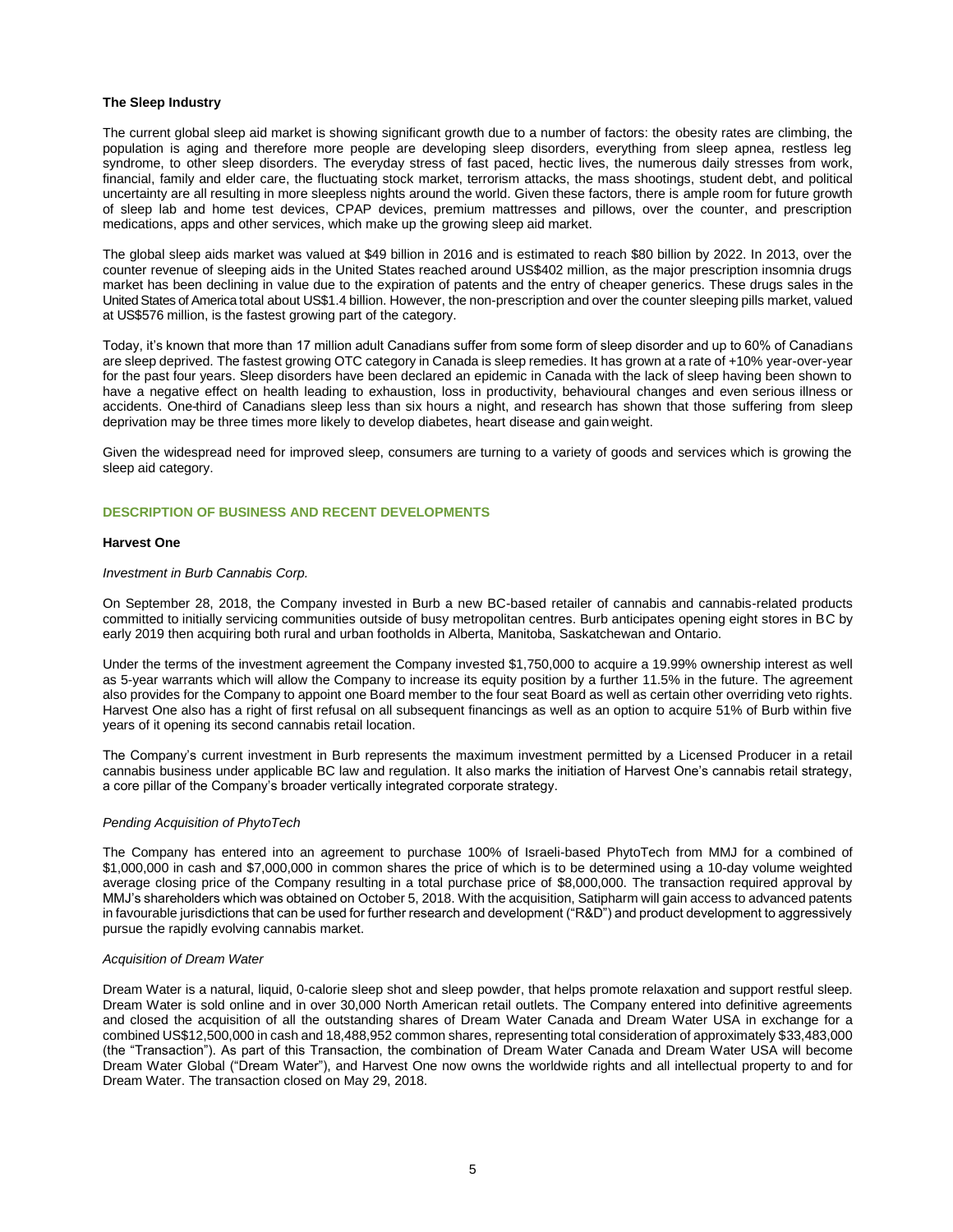**The Sleep Industry**

The current global sleep aid market is showing significant growth due to a number of factors: the obesity rates are climbing, the population is aging and therefore more people are developing sleep disorders, everything from sleep apnea, restless leg syndrome, to other sleep disorders. The everyday stress of fast paced, hectic lives, the numerous daily stresses from work, financial, family and elder care, the fluctuating stock market, terrorism attacks, the mass shootings, student debt, and political uncertainty are all resulting in more sleepless nights around the world. Given these factors, there is ample room for future growth of sleep lab and home test devices, CPAP devices, premium mattresses and pillows, over the counter, and prescription medications, apps and other services, which make up the growing sleep aid market.

The global sleep aids market was valued at $49 billion in 2016 and is estimated to reach $80 billion by 2022. In 2013, over the counter revenue of sleeping aids in the United States reached around US$402 million, as the major prescription insomnia drugs market has been declining in value due to the expiration of patents and the entry of cheaper generics. These drugs sales in the United States of America total about US$1.4 billion. However, the non-prescription and over the counter sleeping pills market, valued at US$576 million, is the fastest growing part of the category.

Today, it's known that more than 17 million adult Canadians suffer from some form of sleep disorder and up to 60% of Canadians are sleep deprived. The fastest growing OTC category in Canada is sleep remedies. It has grown at a rate of +10% year-over-year for the past four years. Sleep disorders have been declared an epidemic in Canada with the lack of sleep having been shown to have a negative effect on health leading to exhaustion, loss in productivity, behavioural changes and even serious illness or accidents. One-third of Canadians sleep less than six hours a night, and research has shown that those suffering from sleep deprivation may be three times more likely to develop diabetes, heart disease and gain weight.

Given the widespread need for improved sleep, consumers are turning to a variety of goods and services which is growing the sleep aid category.

## DESCRIPTION OF BUSINESS AND RECENT DEVELOPMENTS

**Harvest One**

*Investment in Burb Cannabis Corp.*

On September 28, 2018, the Company invested in Burb a new BC-based retailer of cannabis and cannabis-related products committed to initially servicing communities outside of busy metropolitan centres. Burb anticipates opening eight stores in BC by early 2019 then acquiring both rural and urban footholds in Alberta, Manitoba, Saskatchewan and Ontario.

Under the terms of the investment agreement the Company invested $1,750,000 to acquire a 19.99% ownership interest as well as 5-year warrants which will allow the Company to increase its equity position by a further 11.5% in the future. The agreement also provides for the Company to appoint one Board member to the four seat Board as well as certain other overriding veto rights. Harvest One also has a right of first refusal on all subsequent financings as well as an option to acquire 51% of Burb within five years of it opening its second cannabis retail location.

The Company's current investment in Burb represents the maximum investment permitted by a Licensed Producer in a retail cannabis business under applicable BC law and regulation. It also marks the initiation of Harvest One's cannabis retail strategy, a core pillar of the Company's broader vertically integrated corporate strategy.

*Pending Acquisition of PhytoTech*

The Company has entered into an agreement to purchase 100% of Israeli-based PhytoTech from MMJ for a combined of $1,000,000 in cash and $7,000,000 in common shares the price of which is to be determined using a 10-day volume weighted average closing price of the Company resulting in a total purchase price of $8,000,000. The transaction required approval by MMJ's shareholders which was obtained on October 5, 2018. With the acquisition, Satipharm will gain access to advanced patents in favourable jurisdictions that can be used for further research and development ("R&D") and product development to aggressively pursue the rapidly evolving cannabis market.

*Acquisition of Dream Water*

Dream Water is a natural, liquid, 0-calorie sleep shot and sleep powder, that helps promote relaxation and support restful sleep. Dream Water is sold online and in over 30,000 North American retail outlets. The Company entered into definitive agreements and closed the acquisition of all the outstanding shares of Dream Water Canada and Dream Water USA in exchange for a combined US$12,500,000 in cash and 18,488,952 common shares, representing total consideration of approximately $33,483,000 (the "Transaction"). As part of this Transaction, the combination of Dream Water Canada and Dream Water USA will become Dream Water Global ("Dream Water"), and Harvest One now owns the worldwide rights and all intellectual property to and for Dream Water. The transaction closed on May 29, 2018.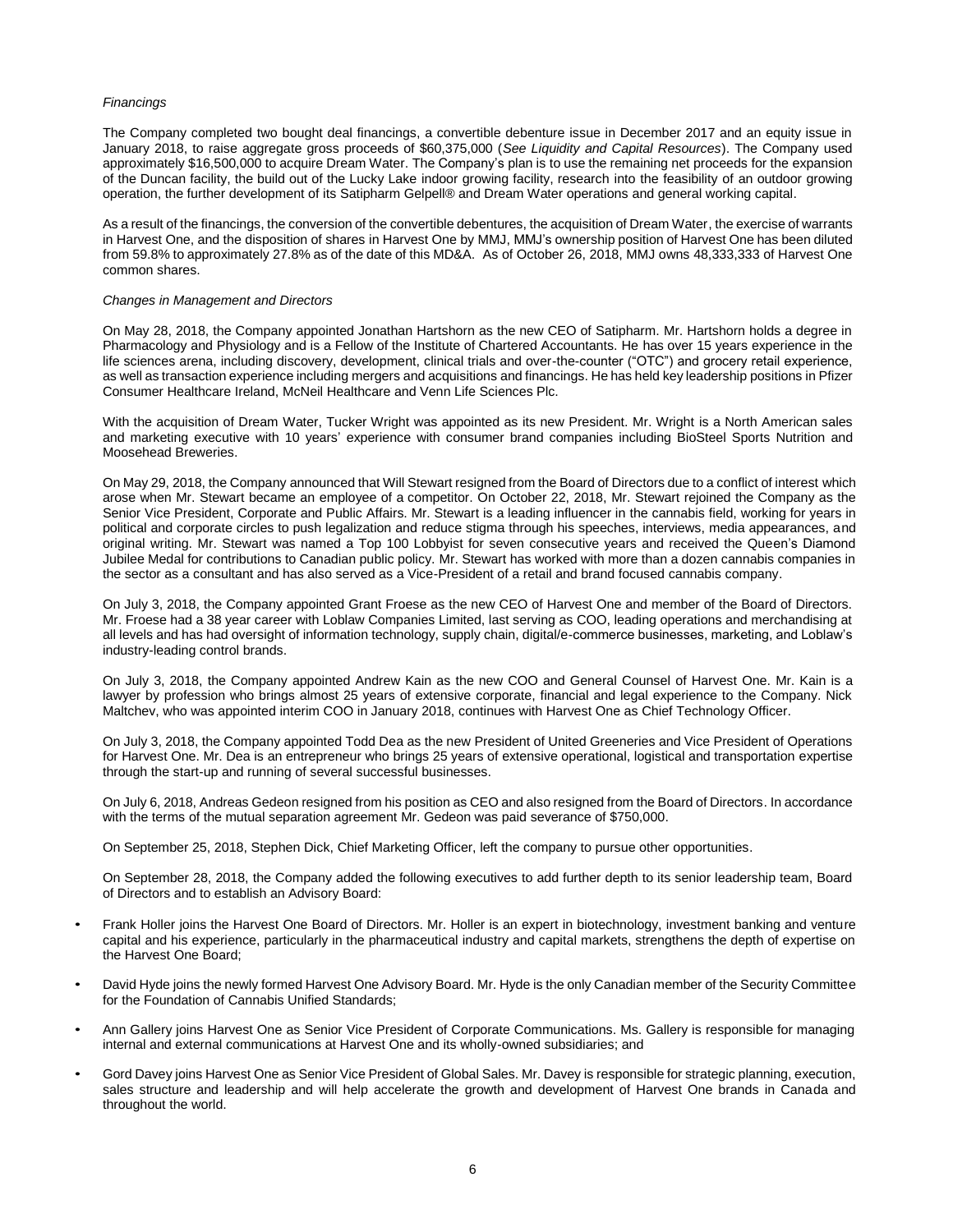*Financings*

The Company completed two bought deal financings, a convertible debenture issue in December 2017 and an equity issue in January 2018, to raise aggregate gross proceeds of $60,375,000 (*See Liquidity and Capital Resources*). The Company used approximately $16,500,000 to acquire Dream Water. The Company's plan is to use the remaining net proceeds for the expansion of the Duncan facility, the build out of the Lucky Lake indoor growing facility, research into the feasibility of an outdoor growing operation, the further development of its Satipharm Gelpell® and Dream Water operations and general working capital.

As a result of the financings, the conversion of the convertible debentures, the acquisition of Dream Water, the exercise of warrants in Harvest One, and the disposition of shares in Harvest One by MMJ, MMJ's ownership position of Harvest One has been diluted from 59.8% to approximately 27.8% as of the date of this MD&A. As of October 26, 2018, MMJ owns 48,333,333 of Harvest One common shares.

*Changes in Management and Directors*

On May 28, 2018, the Company appointed Jonathan Hartshorn as the new CEO of Satipharm. Mr. Hartshorn holds a degree in Pharmacology and Physiology and is a Fellow of the Institute of Chartered Accountants. He has over 15 years experience in the life sciences arena, including discovery, development, clinical trials and over-the-counter ("OTC") and grocery retail experience, as well as transaction experience including mergers and acquisitions and financings. He has held key leadership positions in Pfizer Consumer Healthcare Ireland, McNeil Healthcare and Venn Life Sciences Plc.

With the acquisition of Dream Water, Tucker Wright was appointed as its new President. Mr. Wright is a North American sales and marketing executive with 10 years' experience with consumer brand companies including BioSteel Sports Nutrition and Moosehead Breweries.

On May 29, 2018, the Company announced that Will Stewart resigned from the Board of Directors due to a conflict of interest which arose when Mr. Stewart became an employee of a competitor. On October 22, 2018, Mr. Stewart rejoined the Company as the Senior Vice President, Corporate and Public Affairs. Mr. Stewart is a leading influencer in the cannabis field, working for years in political and corporate circles to push legalization and reduce stigma through his speeches, interviews, media appearances, and original writing. Mr. Stewart was named a Top 100 Lobbyist for seven consecutive years and received the Queen's Diamond Jubilee Medal for contributions to Canadian public policy. Mr. Stewart has worked with more than a dozen cannabis companies in the sector as a consultant and has also served as a Vice-President of a retail and brand focused cannabis company.

On July 3, 2018, the Company appointed Grant Froese as the new CEO of Harvest One and member of the Board of Directors. Mr. Froese had a 38 year career with Loblaw Companies Limited, last serving as COO, leading operations and merchandising at all levels and has had oversight of information technology, supply chain, digital/e-commerce businesses, marketing, and Loblaw's industry-leading control brands.

On July 3, 2018, the Company appointed Andrew Kain as the new COO and General Counsel of Harvest One. Mr. Kain is a lawyer by profession who brings almost 25 years of extensive corporate, financial and legal experience to the Company. Nick Maltchev, who was appointed interim COO in January 2018, continues with Harvest One as Chief Technology Officer.

On July 3, 2018, the Company appointed Todd Dea as the new President of United Greeneries and Vice President of Operations for Harvest One. Mr. Dea is an entrepreneur who brings 25 years of extensive operational, logistical and transportation expertise through the start-up and running of several successful businesses.

On July 6, 2018, Andreas Gedeon resigned from his position as CEO and also resigned from the Board of Directors. In accordance with the terms of the mutual separation agreement Mr. Gedeon was paid severance of $750,000.

On September 25, 2018, Stephen Dick, Chief Marketing Officer, left the company to pursue other opportunities.

On September 28, 2018, the Company added the following executives to add further depth to its senior leadership team, Board of Directors and to establish an Advisory Board:

- Frank Holler joins the Harvest One Board of Directors. Mr. Holler is an expert in biotechnology, investment banking and venture capital and his experience, particularly in the pharmaceutical industry and capital markets, strengthens the depth of expertise on the Harvest One Board;
- David Hyde joins the newly formed Harvest One Advisory Board. Mr. Hyde is the only Canadian member of the Security Committee for the Foundation of Cannabis Unified Standards;
- Ann Gallery joins Harvest One as Senior Vice President of Corporate Communications. Ms. Gallery is responsible for managing internal and external communications at Harvest One and its wholly-owned subsidiaries; and
- Gord Davey joins Harvest One as Senior Vice President of Global Sales. Mr. Davey is responsible for strategic planning, execution, sales structure and leadership and will help accelerate the growth and development of Harvest One brands in Canada and throughout the world.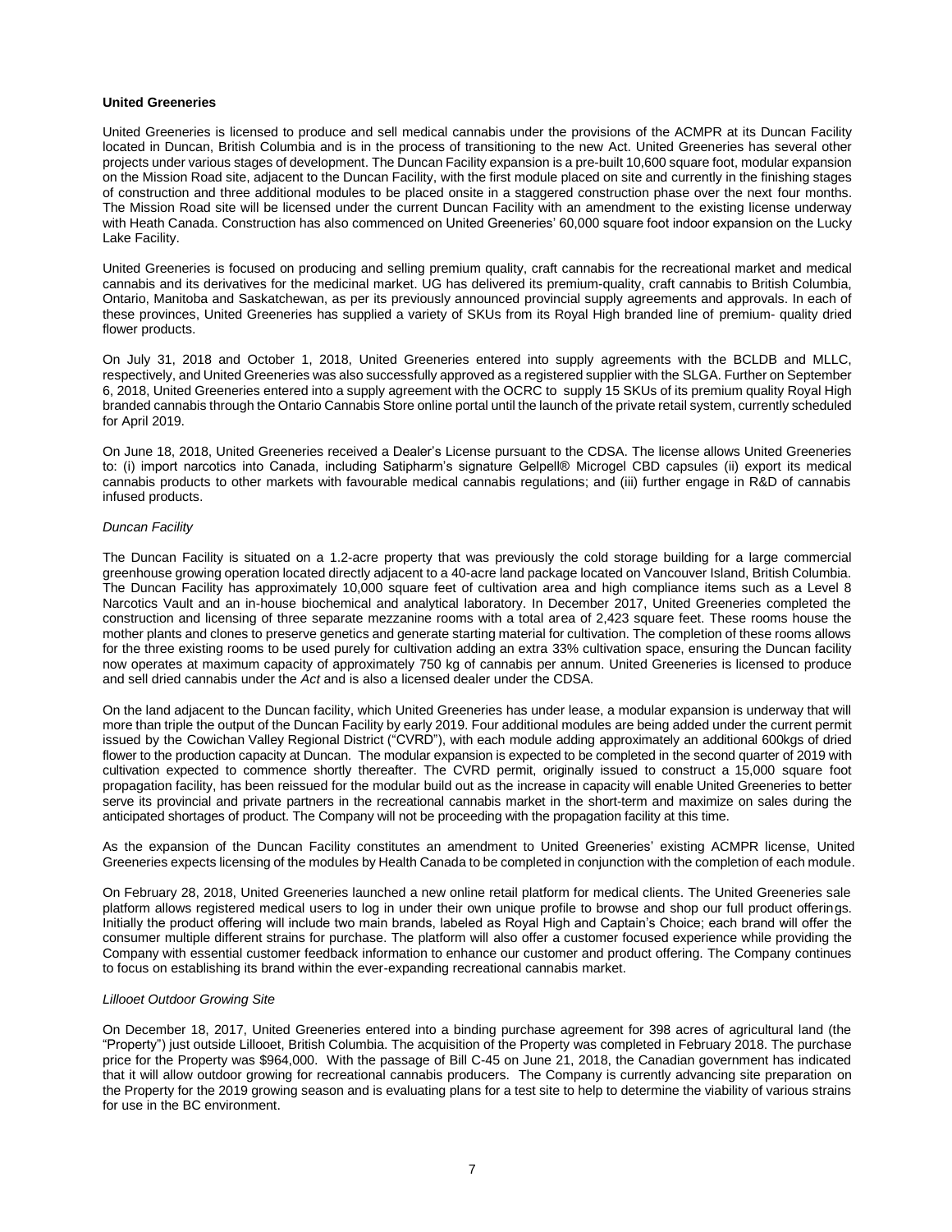**United Greeneries**

United Greeneries is licensed to produce and sell medical cannabis under the provisions of the ACMPR at its Duncan Facility located in Duncan, British Columbia and is in the process of transitioning to the new Act. United Greeneries has several other projects under various stages of development. The Duncan Facility expansion is a pre-built 10,600 square foot, modular expansion on the Mission Road site, adjacent to the Duncan Facility, with the first module placed on site and currently in the finishing stages of construction and three additional modules to be placed onsite in a staggered construction phase over the next four months. The Mission Road site will be licensed under the current Duncan Facility with an amendment to the existing license underway with Heath Canada. Construction has also commenced on United Greeneries' 60,000 square foot indoor expansion on the Lucky Lake Facility.

United Greeneries is focused on producing and selling premium quality, craft cannabis for the recreational market and medical cannabis and its derivatives for the medicinal market. UG has delivered its premium-quality, craft cannabis to British Columbia, Ontario, Manitoba and Saskatchewan, as per its previously announced provincial supply agreements and approvals. In each of these provinces, United Greeneries has supplied a variety of SKUs from its Royal High branded line of premium- quality dried flower products.

On July 31, 2018 and October 1, 2018, United Greeneries entered into supply agreements with the BCLDB and MLLC, respectively, and United Greeneries was also successfully approved as a registered supplier with the SLGA. Further on September 6, 2018, United Greeneries entered into a supply agreement with the OCRC to supply 15 SKUs of its premium quality Royal High branded cannabis through the Ontario Cannabis Store online portal until the launch of the private retail system, currently scheduled for April 2019.

On June 18, 2018, United Greeneries received a Dealer's License pursuant to the CDSA. The license allows United Greeneries to: (i) import narcotics into Canada, including Satipharm's signature Gelpell® Microgel CBD capsules (ii) export its medical cannabis products to other markets with favourable medical cannabis regulations; and (iii) further engage in R&D of cannabis infused products.

*Duncan Facility*

The Duncan Facility is situated on a 1.2-acre property that was previously the cold storage building for a large commercial greenhouse growing operation located directly adjacent to a 40-acre land package located on Vancouver Island, British Columbia. The Duncan Facility has approximately 10,000 square feet of cultivation area and high compliance items such as a Level 8 Narcotics Vault and an in-house biochemical and analytical laboratory. In December 2017, United Greeneries completed the construction and licensing of three separate mezzanine rooms with a total area of 2,423 square feet. These rooms house the mother plants and clones to preserve genetics and generate starting material for cultivation. The completion of these rooms allows for the three existing rooms to be used purely for cultivation adding an extra 33% cultivation space, ensuring the Duncan facility now operates at maximum capacity of approximately 750 kg of cannabis per annum. United Greeneries is licensed to produce and sell dried cannabis under the *Act* and is also a licensed dealer under the CDSA.

On the land adjacent to the Duncan facility, which United Greeneries has under lease, a modular expansion is underway that will more than triple the output of the Duncan Facility by early 2019. Four additional modules are being added under the current permit issued by the Cowichan Valley Regional District ("CVRD"), with each module adding approximately an additional 600kgs of dried flower to the production capacity at Duncan. The modular expansion is expected to be completed in the second quarter of 2019 with cultivation expected to commence shortly thereafter. The CVRD permit, originally issued to construct a 15,000 square foot propagation facility, has been reissued for the modular build out as the increase in capacity will enable United Greeneries to better serve its provincial and private partners in the recreational cannabis market in the short-term and maximize on sales during the anticipated shortages of product. The Company will not be proceeding with the propagation facility at this time.

As the expansion of the Duncan Facility constitutes an amendment to United Greeneries' existing ACMPR license, United Greeneries expects licensing of the modules by Health Canada to be completed in conjunction with the completion of each module.

On February 28, 2018, United Greeneries launched a new online retail platform for medical clients. The United Greeneries sale platform allows registered medical users to log in under their own unique profile to browse and shop our full product offerings. Initially the product offering will include two main brands, labeled as Royal High and Captain's Choice; each brand will offer the consumer multiple different strains for purchase. The platform will also offer a customer focused experience while providing the Company with essential customer feedback information to enhance our customer and product offering. The Company continues to focus on establishing its brand within the ever-expanding recreational cannabis market.

*Lillooet Outdoor Growing Site*

On December 18, 2017, United Greeneries entered into a binding purchase agreement for 398 acres of agricultural land (the "Property") just outside Lillooet, British Columbia. The acquisition of the Property was completed in February 2018. The purchase price for the Property was $964,000. With the passage of Bill C-45 on June 21, 2018, the Canadian government has indicated that it will allow outdoor growing for recreational cannabis producers. The Company is currently advancing site preparation on the Property for the 2019 growing season and is evaluating plans for a test site to help to determine the viability of various strains for use in the BC environment.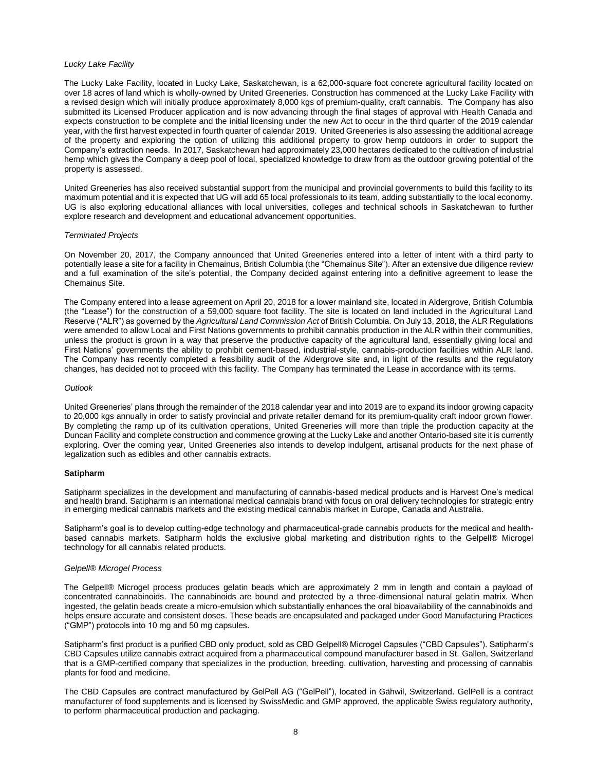*Lucky Lake Facility*

The Lucky Lake Facility, located in Lucky Lake, Saskatchewan, is a 62,000-square foot concrete agricultural facility located on over 18 acres of land which is wholly-owned by United Greeneries. Construction has commenced at the Lucky Lake Facility with a revised design which will initially produce approximately 8,000 kgs of premium-quality, craft cannabis. The Company has also submitted its Licensed Producer application and is now advancing through the final stages of approval with Health Canada and expects construction to be complete and the initial licensing under the new Act to occur in the third quarter of the 2019 calendar year, with the first harvest expected in fourth quarter of calendar 2019. United Greeneries is also assessing the additional acreage of the property and exploring the option of utilizing this additional property to grow hemp outdoors in order to support the Company's extraction needs. In 2017, Saskatchewan had approximately 23,000 hectares dedicated to the cultivation of industrial hemp which gives the Company a deep pool of local, specialized knowledge to draw from as the outdoor growing potential of the property is assessed.

United Greeneries has also received substantial support from the municipal and provincial governments to build this facility to its maximum potential and it is expected that UG will add 65 local professionals to its team, adding substantially to the local economy. UG is also exploring educational alliances with local universities, colleges and technical schools in Saskatchewan to further explore research and development and educational advancement opportunities.

*Terminated Projects*

On November 20, 2017, the Company announced that United Greeneries entered into a letter of intent with a third party to potentially lease a site for a facility in Chemainus, British Columbia (the "Chemainus Site"). After an extensive due diligence review and a full examination of the site's potential, the Company decided against entering into a definitive agreement to lease the Chemainus Site.

The Company entered into a lease agreement on April 20, 2018 for a lower mainland site, located in Aldergrove, British Columbia (the "Lease") for the construction of a 59,000 square foot facility. The site is located on land included in the Agricultural Land Reserve ("ALR") as governed by the *Agricultural Land Commission Act* of British Columbia. On July 13, 2018, the ALR Regulations were amended to allow Local and First Nations governments to prohibit cannabis production in the ALR within their communities, unless the product is grown in a way that preserve the productive capacity of the agricultural land, essentially giving local and First Nations' governments the ability to prohibit cement-based, industrial-style, cannabis-production facilities within ALR land. The Company has recently completed a feasibility audit of the Aldergrove site and, in light of the results and the regulatory changes, has decided not to proceed with this facility. The Company has terminated the Lease in accordance with its terms.

*Outlook*

United Greeneries' plans through the remainder of the 2018 calendar year and into 2019 are to expand its indoor growing capacity to 20,000 kgs annually in order to satisfy provincial and private retailer demand for its premium-quality craft indoor grown flower. By completing the ramp up of its cultivation operations, United Greeneries will more than triple the production capacity at the Duncan Facility and complete construction and commence growing at the Lucky Lake and another Ontario-based site it is currently exploring. Over the coming year, United Greeneries also intends to develop indulgent, artisanal products for the next phase of legalization such as edibles and other cannabis extracts.

**Satipharm**

Satipharm specializes in the development and manufacturing of cannabis-based medical products and is Harvest One's medical and health brand. Satipharm is an international medical cannabis brand with focus on oral delivery technologies for strategic entry in emerging medical cannabis markets and the existing medical cannabis market in Europe, Canada and Australia.

Satipharm's goal is to develop cutting-edge technology and pharmaceutical-grade cannabis products for the medical and health-based cannabis markets. Satipharm holds the exclusive global marketing and distribution rights to the Gelpell® Microgel technology for all cannabis related products.

*Gelpell® Microgel Process*

The Gelpell® Microgel process produces gelatin beads which are approximately 2 mm in length and contain a payload of concentrated cannabinoids. The cannabinoids are bound and protected by a three-dimensional natural gelatin matrix. When ingested, the gelatin beads create a micro-emulsion which substantially enhances the oral bioavailability of the cannabinoids and helps ensure accurate and consistent doses. These beads are encapsulated and packaged under Good Manufacturing Practices ("GMP") protocols into 10 mg and 50 mg capsules.

Satipharm's first product is a purified CBD only product, sold as CBD Gelpell® Microgel Capsules ("CBD Capsules"). Satipharm's CBD Capsules utilize cannabis extract acquired from a pharmaceutical compound manufacturer based in St. Gallen, Switzerland that is a GMP-certified company that specializes in the production, breeding, cultivation, harvesting and processing of cannabis plants for food and medicine.

The CBD Capsules are contract manufactured by GelPell AG ("GelPell"), located in Gähwil, Switzerland. GelPell is a contract manufacturer of food supplements and is licensed by SwissMedic and GMP approved, the applicable Swiss regulatory authority, to perform pharmaceutical production and packaging.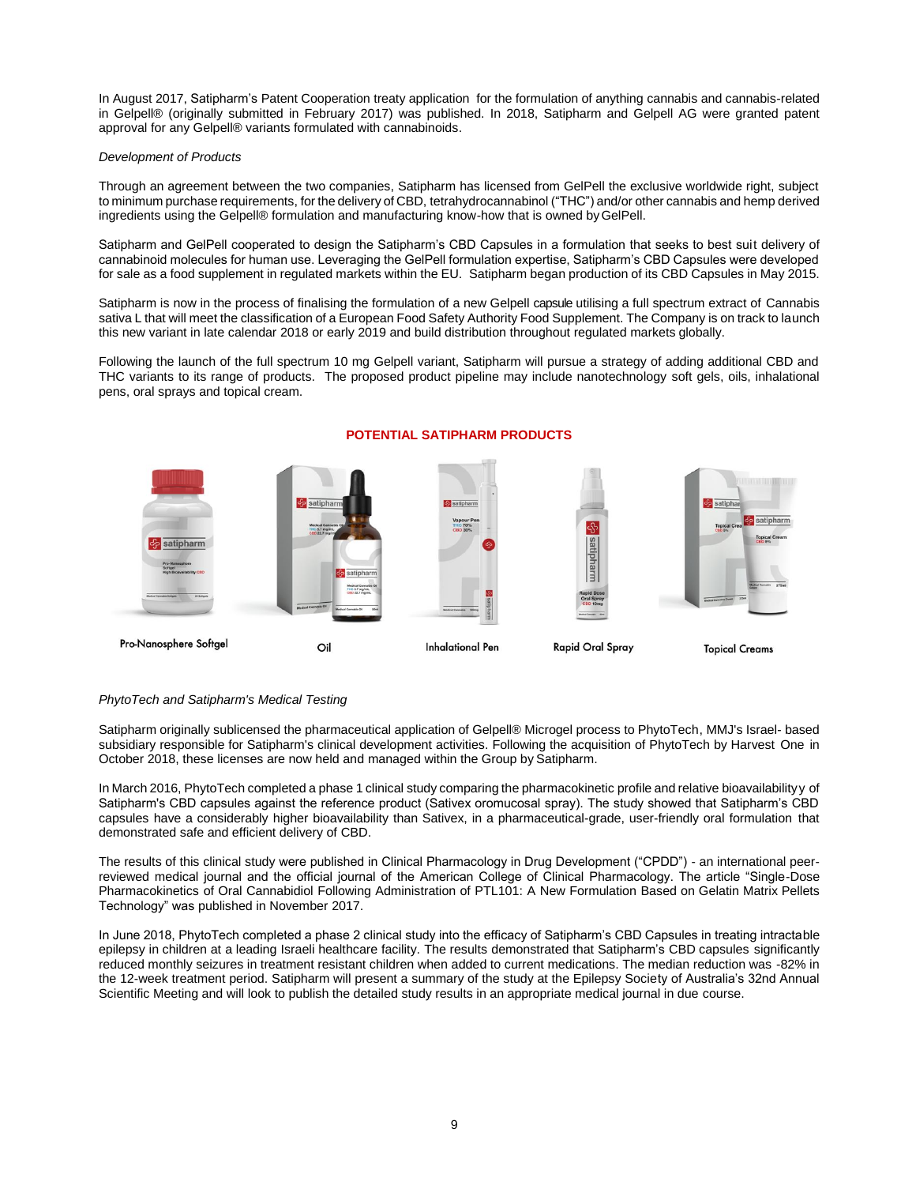In August 2017, Satipharm's Patent Cooperation treaty application for the formulation of anything cannabis and cannabis-related in Gelpell® (originally submitted in February 2017) was published. In 2018, Satipharm and Gelpell AG were granted patent approval for any Gelpell® variants formulated with cannabinoids.

*Development of Products*

Through an agreement between the two companies, Satipharm has licensed from GelPell the exclusive worldwide right, subject to minimum purchase requirements, for the delivery of CBD, tetrahydrocannabinol ("THC") and/or other cannabis and hemp derived ingredients using the Gelpell® formulation and manufacturing know-how that is owned by GelPell.

Satipharm and GelPell cooperated to design the Satipharm's CBD Capsules in a formulation that seeks to best suit delivery of cannabinoid molecules for human use. Leveraging the GelPell formulation expertise, Satipharm's CBD Capsules were developed for sale as a food supplement in regulated markets within the EU. Satipharm began production of its CBD Capsules in May 2015.

Satipharm is now in the process of finalising the formulation of a new Gelpell capsule utilising a full spectrum extract of Cannabis sativa L that will meet the classification of a European Food Safety Authority Food Supplement. The Company is on track to launch this new variant in late calendar 2018 or early 2019 and build distribution throughout regulated markets globally.

Following the launch of the full spectrum 10 mg Gelpell variant, Satipharm will pursue a strategy of adding additional CBD and THC variants to its range of products. The proposed product pipeline may include nanotechnology soft gels, oils, inhalational pens, oral sprays and topical cream.

**POTENTIAL SATIPHARM PRODUCTS**

Pro-Nanosphere Softgel | Oil | Inhalational Pen | Rapid Oral Spray | Topical Creams

*PhytoTech and Satipharm's Medical Testing*

Satipharm originally sublicensed the pharmaceutical application of Gelpell® Microgel process to PhytoTech, MMJ's Israel- based subsidiary responsible for Satipharm's clinical development activities. Following the acquisition of PhytoTech by Harvest One in October 2018, these licenses are now held and managed within the Group by Satipharm.

In March 2016, PhytoTech completed a phase 1 clinical study comparing the pharmacokinetic profile and relative bioavailabilityy of Satipharm's CBD capsules against the reference product (Sativex oromucosal spray). The study showed that Satipharm's CBD capsules have a considerably higher bioavailability than Sativex, in a pharmaceutical-grade, user-friendly oral formulation that demonstrated safe and efficient delivery of CBD.

The results of this clinical study were published in Clinical Pharmacology in Drug Development ("CPDD") - an international peer-reviewed medical journal and the official journal of the American College of Clinical Pharmacology. The article "Single-Dose Pharmacokinetics of Oral Cannabidiol Following Administration of PTL101: A New Formulation Based on Gelatin Matrix Pellets Technology" was published in November 2017.

In June 2018, PhytoTech completed a phase 2 clinical study into the efficacy of Satipharm's CBD Capsules in treating intractable epilepsy in children at a leading Israeli healthcare facility. The results demonstrated that Satipharm's CBD capsules significantly reduced monthly seizures in treatment resistant children when added to current medications. The median reduction was -82% in the 12-week treatment period. Satipharm will present a summary of the study at the Epilepsy Society of Australia's 32nd Annual Scientific Meeting and will look to publish the detailed study results in an appropriate medical journal in due course.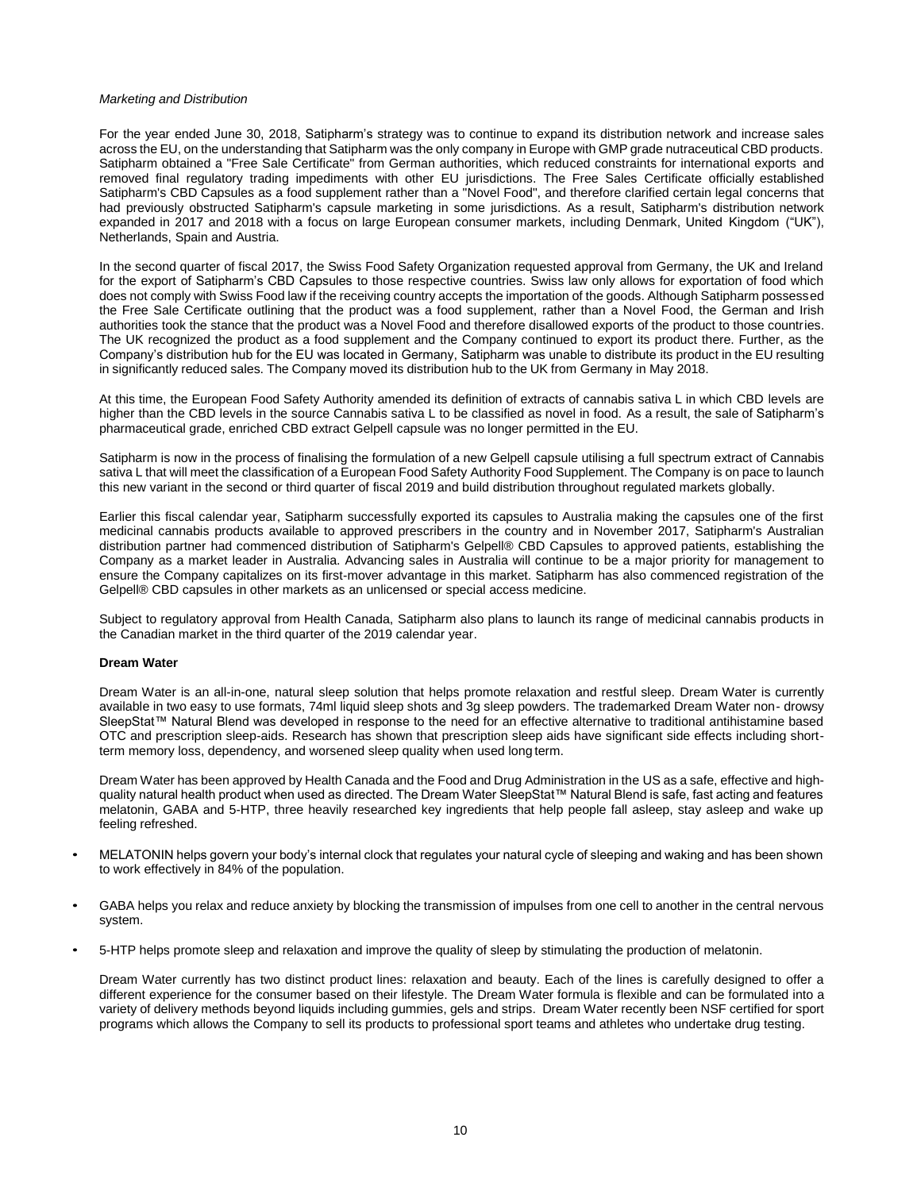*Marketing and Distribution*

For the year ended June 30, 2018, Satipharm's strategy was to continue to expand its distribution network and increase sales across the EU, on the understanding that Satipharm was the only company in Europe with GMP grade nutraceutical CBD products. Satipharm obtained a "Free Sale Certificate" from German authorities, which reduced constraints for international exports and removed final regulatory trading impediments with other EU jurisdictions. The Free Sales Certificate officially established Satipharm's CBD Capsules as a food supplement rather than a "Novel Food", and therefore clarified certain legal concerns that had previously obstructed Satipharm's capsule marketing in some jurisdictions. As a result, Satipharm's distribution network expanded in 2017 and 2018 with a focus on large European consumer markets, including Denmark, United Kingdom ("UK"), Netherlands, Spain and Austria.

In the second quarter of fiscal 2017, the Swiss Food Safety Organization requested approval from Germany, the UK and Ireland for the export of Satipharm's CBD Capsules to those respective countries. Swiss law only allows for exportation of food which does not comply with Swiss Food law if the receiving country accepts the importation of the goods. Although Satipharm possessed the Free Sale Certificate outlining that the product was a food supplement, rather than a Novel Food, the German and Irish authorities took the stance that the product was a Novel Food and therefore disallowed exports of the product to those countries. The UK recognized the product as a food supplement and the Company continued to export its product there. Further, as the Company's distribution hub for the EU was located in Germany, Satipharm was unable to distribute its product in the EU resulting in significantly reduced sales. The Company moved its distribution hub to the UK from Germany in May 2018.

At this time, the European Food Safety Authority amended its definition of extracts of cannabis sativa L in which CBD levels are higher than the CBD levels in the source Cannabis sativa L to be classified as novel in food. As a result, the sale of Satipharm's pharmaceutical grade, enriched CBD extract Gelpell capsule was no longer permitted in the EU.

Satipharm is now in the process of finalising the formulation of a new Gelpell capsule utilising a full spectrum extract of Cannabis sativa L that will meet the classification of a European Food Safety Authority Food Supplement. The Company is on pace to launch this new variant in the second or third quarter of fiscal 2019 and build distribution throughout regulated markets globally.

Earlier this fiscal calendar year, Satipharm successfully exported its capsules to Australia making the capsules one of the first medicinal cannabis products available to approved prescribers in the country and in November 2017, Satipharm's Australian distribution partner had commenced distribution of Satipharm's Gelpell® CBD Capsules to approved patients, establishing the Company as a market leader in Australia. Advancing sales in Australia will continue to be a major priority for management to ensure the Company capitalizes on its first-mover advantage in this market. Satipharm has also commenced registration of the Gelpell® CBD capsules in other markets as an unlicensed or special access medicine.

Subject to regulatory approval from Health Canada, Satipharm also plans to launch its range of medicinal cannabis products in the Canadian market in the third quarter of the 2019 calendar year.

**Dream Water**

Dream Water is an all-in-one, natural sleep solution that helps promote relaxation and restful sleep. Dream Water is currently available in two easy to use formats, 74ml liquid sleep shots and 3g sleep powders. The trademarked Dream Water non- drowsy SleepStat™ Natural Blend was developed in response to the need for an effective alternative to traditional antihistamine based OTC and prescription sleep-aids. Research has shown that prescription sleep aids have significant side effects including short-term memory loss, dependency, and worsened sleep quality when used long term.

Dream Water has been approved by Health Canada and the Food and Drug Administration in the US as a safe, effective and high-quality natural health product when used as directed. The Dream Water SleepStat™ Natural Blend is safe, fast acting and features melatonin, GABA and 5-HTP, three heavily researched key ingredients that help people fall asleep, stay asleep and wake up feeling refreshed.

- MELATONIN helps govern your body's internal clock that regulates your natural cycle of sleeping and waking and has been shown to work effectively in 84% of the population.
- GABA helps you relax and reduce anxiety by blocking the transmission of impulses from one cell to another in the central nervous system.
- 5-HTP helps promote sleep and relaxation and improve the quality of sleep by stimulating the production of melatonin.

Dream Water currently has two distinct product lines: relaxation and beauty. Each of the lines is carefully designed to offer a different experience for the consumer based on their lifestyle. The Dream Water formula is flexible and can be formulated into a variety of delivery methods beyond liquids including gummies, gels and strips. Dream Water recently been NSF certified for sport programs which allows the Company to sell its products to professional sport teams and athletes who undertake drug testing.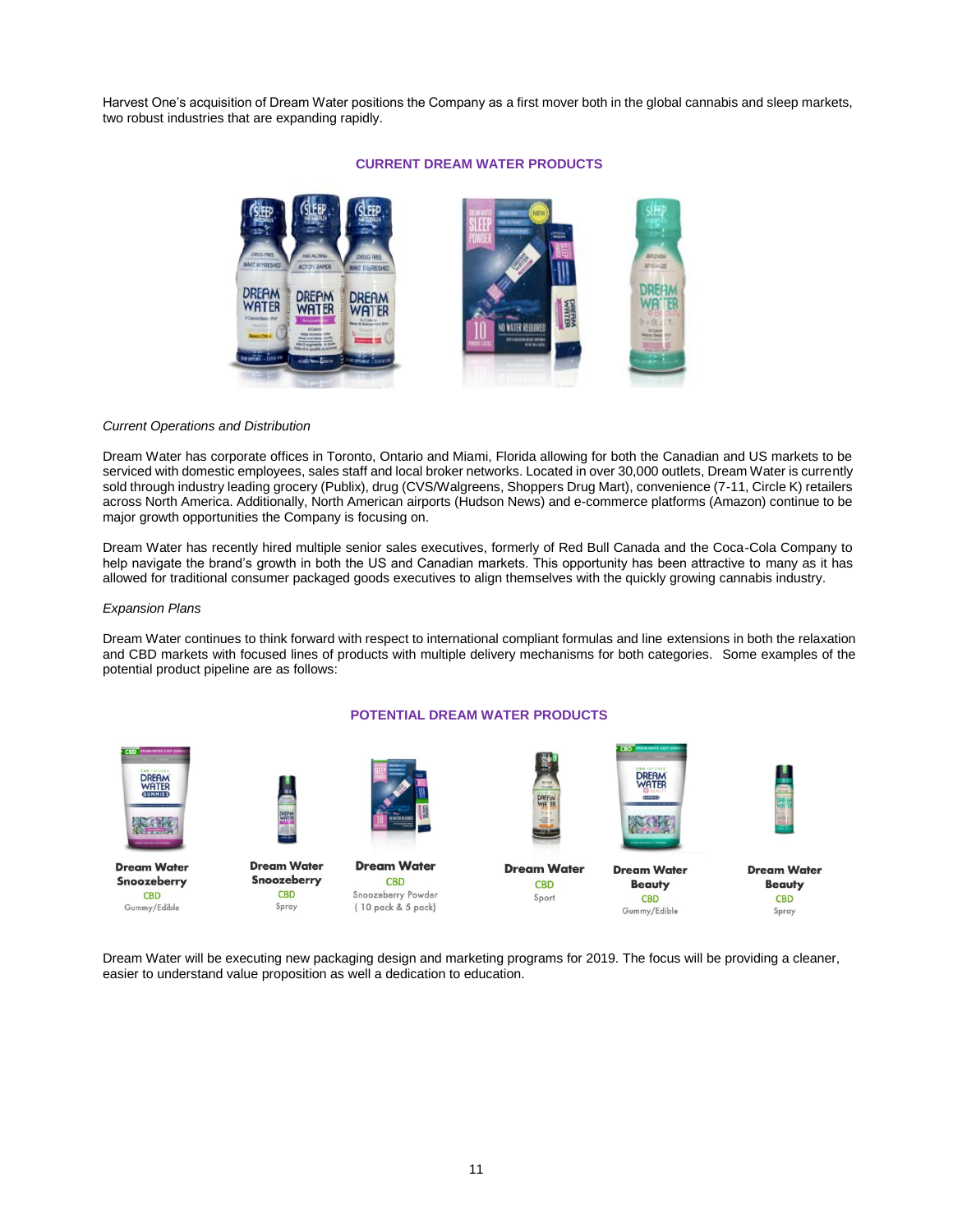Harvest One's acquisition of Dream Water positions the Company as a first mover both in the global cannabis and sleep markets, two robust industries that are expanding rapidly.

**CURRENT DREAM WATER PRODUCTS**

*Current Operations and Distribution*

Dream Water has corporate offices in Toronto, Ontario and Miami, Florida allowing for both the Canadian and US markets to be serviced with domestic employees, sales staff and local broker networks. Located in over 30,000 outlets, Dream Water is currently sold through industry leading grocery (Publix), drug (CVS/Walgreens, Shoppers Drug Mart), convenience (7-11, Circle K) retailers across North America. Additionally, North American airports (Hudson News) and e-commerce platforms (Amazon) continue to be major growth opportunities the Company is focusing on.

Dream Water has recently hired multiple senior sales executives, formerly of Red Bull Canada and the Coca-Cola Company to help navigate the brand's growth in both the US and Canadian markets. This opportunity has been attractive to many as it has allowed for traditional consumer packaged goods executives to align themselves with the quickly growing cannabis industry.

*Expansion Plans*

Dream Water continues to think forward with respect to international compliant formulas and line extensions in both the relaxation and CBD markets with focused lines of products with multiple delivery mechanisms for both categories. Some examples of the potential product pipeline are as follows:

**POTENTIAL DREAM WATER PRODUCTS**

| Dream Water Snoozeberry | Dream Water Snoozeberry | Dream Water | Dream Water | Dream Water Beauty | Dream Water Beauty |
|---|---|---|---|---|---|
| CBD | CBD | CBD | CBD | CBD | CBD |
| Gummy/Edible | Spray | Snoozeberry Powder (10 pack & 5 pack) | Sport | Gummy/Edible | Spray |

Dream Water will be executing new packaging design and marketing programs for 2019. The focus will be providing a cleaner, easier to understand value proposition as well a dedication to education.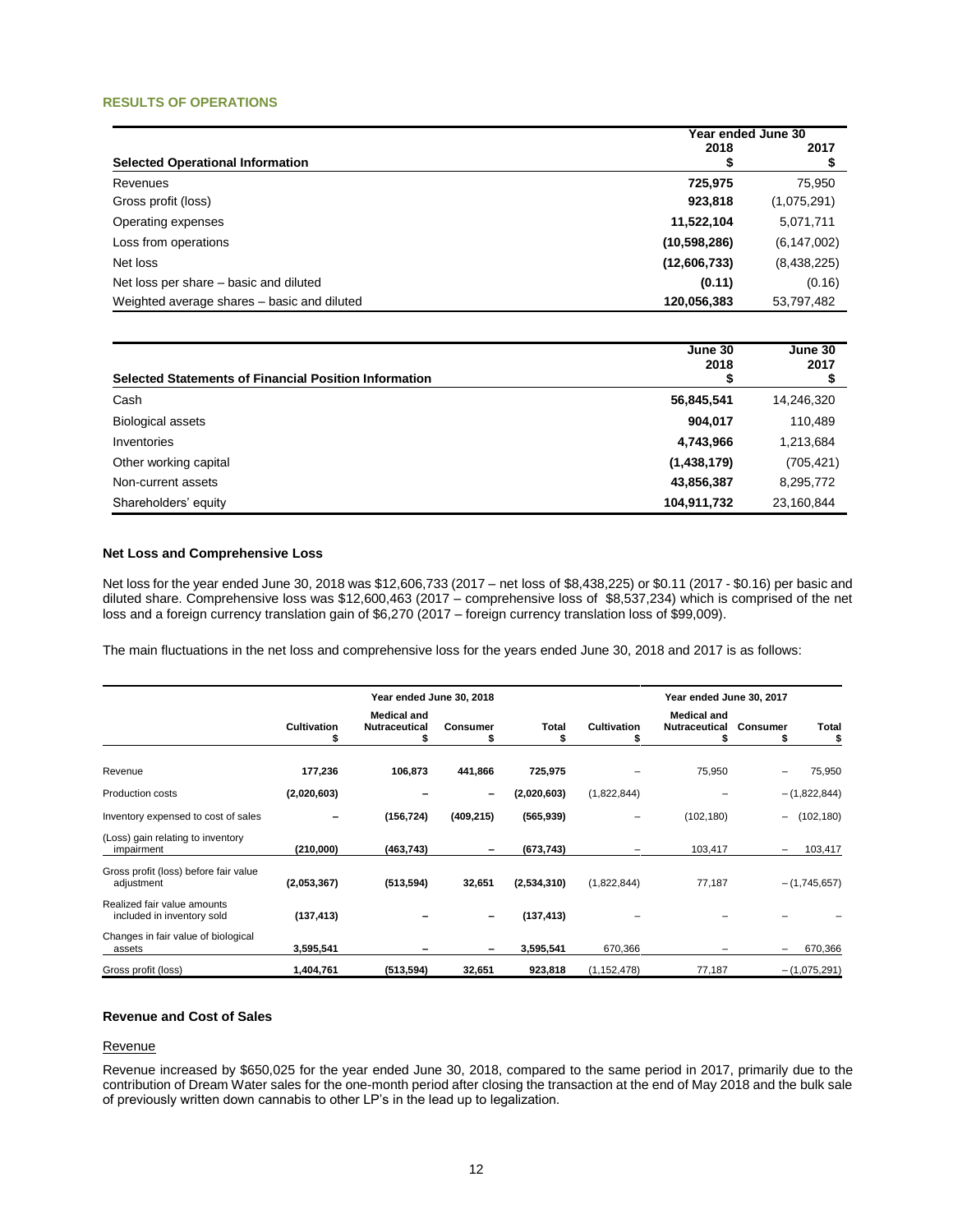## RESULTS OF OPERATIONS

| Selected Operational Information | Year ended June 30 2018 $ | 2017 $ |
|---|---|---|
| Revenues | **725,975** | 75,950 |
| Gross profit (loss) | **923,818** | (1,075,291) |
| Operating expenses | **11,522,104** | 5,071,711 |
| Loss from operations | **(10,598,286)** | (6,147,002) |
| Net loss | **(12,606,733)** | (8,438,225) |
| Net loss per share – basic and diluted | **(0.11)** | (0.16) |
| Weighted average shares – basic and diluted | **120,056,383** | 53,797,482 |

| Selected Statements of Financial Position Information | June 30 2018 $ | June 30 2017 $ |
|---|---|---|
| Cash | **56,845,541** | 14,246,320 |
| Biological assets | **904,017** | 110,489 |
| Inventories | **4,743,966** | 1,213,684 |
| Other working capital | **(1,438,179)** | (705,421) |
| Non-current assets | **43,856,387** | 8,295,772 |
| Shareholders' equity | **104,911,732** | 23,160,844 |

### Net Loss and Comprehensive Loss

Net loss for the year ended June 30, 2018 was $12,606,733 (2017 – net loss of $8,438,225) or $0.11 (2017 - $0.16) per basic and diluted share. Comprehensive loss was $12,600,463 (2017 – comprehensive loss of $8,537,234) which is comprised of the net loss and a foreign currency translation gain of $6,270 (2017 – foreign currency translation loss of $99,009).

The main fluctuations in the net loss and comprehensive loss for the years ended June 30, 2018 and 2017 is as follows:

| | Year ended June 30, 2018 | | | | Year ended June 30, 2017 | | | |
|---|---|---|---|---|---|---|---|---|
| | Cultivation $ | Medical and Nutraceutical $ | Consumer $ | Total $ | Cultivation $ | Medical and Nutraceutical $ | Consumer $ | Total $ |
| Revenue | **177,236** | **106,873** | **441,866** | **725,975** | – | 75,950 | – | 75,950 |
| Production costs | **(2,020,603)** | **–** | **–** | **(2,020,603)** | (1,822,844) | – | – | (1,822,844) |
| Inventory expensed to cost of sales | **–** | **(156,724)** | **(409,215)** | **(565,939)** | – | (102,180) | – | (102,180) |
| (Loss) gain relating to inventory impairment | **(210,000)** | **(463,743)** | **–** | **(673,743)** | – | 103,417 | – | 103,417 |
| Gross profit (loss) before fair value adjustment | **(2,053,367)** | **(513,594)** | **32,651** | **(2,534,310)** | (1,822,844) | 77,187 | – | (1,745,657) |
| Realized fair value amounts included in inventory sold | **(137,413)** | **–** | **–** | **(137,413)** | – | – | – | – |
| Changes in fair value of biological assets | **3,595,541** | **–** | **–** | **3,595,541** | 670,366 | – | – | 670,366 |
| Gross profit (loss) | **1,404,761** | **(513,594)** | **32,651** | **923,818** | (1,152,478) | 77,187 | – | (1,075,291) |

### Revenue and Cost of Sales

Revenue

Revenue increased by $650,025 for the year ended June 30, 2018, compared to the same period in 2017, primarily due to the contribution of Dream Water sales for the one-month period after closing the transaction at the end of May 2018 and the bulk sale of previously written down cannabis to other LP's in the lead up to legalization.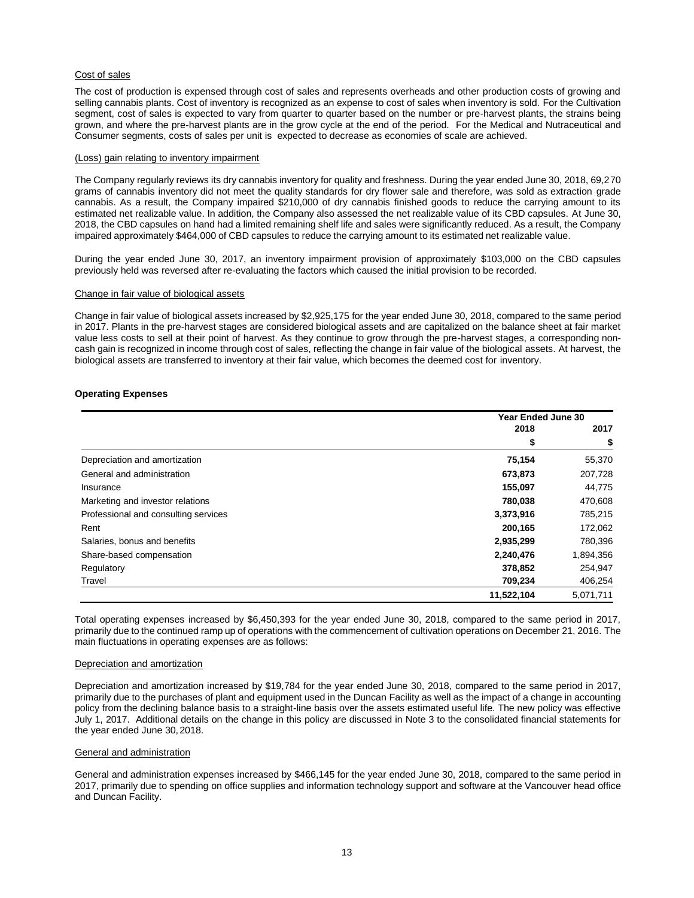Cost of sales

The cost of production is expensed through cost of sales and represents overheads and other production costs of growing and selling cannabis plants. Cost of inventory is recognized as an expense to cost of sales when inventory is sold. For the Cultivation segment, cost of sales is expected to vary from quarter to quarter based on the number or pre-harvest plants, the strains being grown, and where the pre-harvest plants are in the grow cycle at the end of the period. For the Medical and Nutraceutical and Consumer segments, costs of sales per unit is expected to decrease as economies of scale are achieved.

(Loss) gain relating to inventory impairment

The Company regularly reviews its dry cannabis inventory for quality and freshness. During the year ended June 30, 2018, 69,270 grams of cannabis inventory did not meet the quality standards for dry flower sale and therefore, was sold as extraction grade cannabis. As a result, the Company impaired $210,000 of dry cannabis finished goods to reduce the carrying amount to its estimated net realizable value. In addition, the Company also assessed the net realizable value of its CBD capsules. At June 30, 2018, the CBD capsules on hand had a limited remaining shelf life and sales were significantly reduced. As a result, the Company impaired approximately $464,000 of CBD capsules to reduce the carrying amount to its estimated net realizable value.

During the year ended June 30, 2017, an inventory impairment provision of approximately $103,000 on the CBD capsules previously held was reversed after re-evaluating the factors which caused the initial provision to be recorded.

Change in fair value of biological assets

Change in fair value of biological assets increased by $2,925,175 for the year ended June 30, 2018, compared to the same period in 2017. Plants in the pre-harvest stages are considered biological assets and are capitalized on the balance sheet at fair market value less costs to sell at their point of harvest. As they continue to grow through the pre-harvest stages, a corresponding non-cash gain is recognized in income through cost of sales, reflecting the change in fair value of the biological assets. At harvest, the biological assets are transferred to inventory at their fair value, which becomes the deemed cost for inventory.

**Operating Expenses**

| | Year Ended June 30 | |
|---|---|---|
| | 2018 | 2017 |
| | $ | $ |
| Depreciation and amortization | **75,154** | 55,370 |
| General and administration | **673,873** | 207,728 |
| Insurance | **155,097** | 44,775 |
| Marketing and investor relations | **780,038** | 470,608 |
| Professional and consulting services | **3,373,916** | 785,215 |
| Rent | **200,165** | 172,062 |
| Salaries, bonus and benefits | **2,935,299** | 780,396 |
| Share-based compensation | **2,240,476** | 1,894,356 |
| Regulatory | **378,852** | 254,947 |
| Travel | **709,234** | 406,254 |
| | **11,522,104** | 5,071,711 |

Total operating expenses increased by $6,450,393 for the year ended June 30, 2018, compared to the same period in 2017, primarily due to the continued ramp up of operations with the commencement of cultivation operations on December 21, 2016. The main fluctuations in operating expenses are as follows:

Depreciation and amortization

Depreciation and amortization increased by $19,784 for the year ended June 30, 2018, compared to the same period in 2017, primarily due to the purchases of plant and equipment used in the Duncan Facility as well as the impact of a change in accounting policy from the declining balance basis to a straight-line basis over the assets estimated useful life. The new policy was effective July 1, 2017. Additional details on the change in this policy are discussed in Note 3 to the consolidated financial statements for the year ended June 30, 2018.

General and administration

General and administration expenses increased by $466,145 for the year ended June 30, 2018, compared to the same period in 2017, primarily due to spending on office supplies and information technology support and software at the Vancouver head office and Duncan Facility.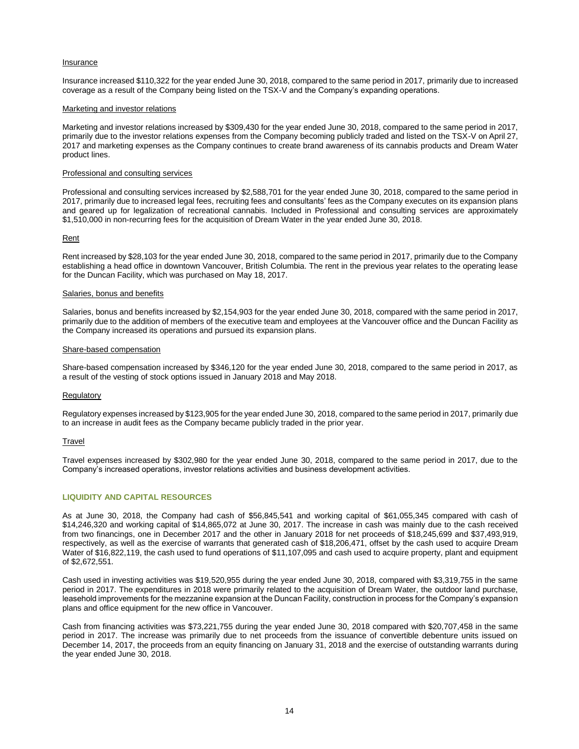Insurance

Insurance increased $110,322 for the year ended June 30, 2018, compared to the same period in 2017, primarily due to increased coverage as a result of the Company being listed on the TSX-V and the Company's expanding operations.

Marketing and investor relations

Marketing and investor relations increased by $309,430 for the year ended June 30, 2018, compared to the same period in 2017, primarily due to the investor relations expenses from the Company becoming publicly traded and listed on the TSX-V on April 27, 2017 and marketing expenses as the Company continues to create brand awareness of its cannabis products and Dream Water product lines.

Professional and consulting services

Professional and consulting services increased by $2,588,701 for the year ended June 30, 2018, compared to the same period in 2017, primarily due to increased legal fees, recruiting fees and consultants' fees as the Company executes on its expansion plans and geared up for legalization of recreational cannabis. Included in Professional and consulting services are approximately $1,510,000 in non-recurring fees for the acquisition of Dream Water in the year ended June 30, 2018.

Rent

Rent increased by $28,103 for the year ended June 30, 2018, compared to the same period in 2017, primarily due to the Company establishing a head office in downtown Vancouver, British Columbia. The rent in the previous year relates to the operating lease for the Duncan Facility, which was purchased on May 18, 2017.

Salaries, bonus and benefits

Salaries, bonus and benefits increased by $2,154,903 for the year ended June 30, 2018, compared with the same period in 2017, primarily due to the addition of members of the executive team and employees at the Vancouver office and the Duncan Facility as the Company increased its operations and pursued its expansion plans.

Share-based compensation

Share-based compensation increased by $346,120 for the year ended June 30, 2018, compared to the same period in 2017, as a result of the vesting of stock options issued in January 2018 and May 2018.

Regulatory

Regulatory expenses increased by $123,905 for the year ended June 30, 2018, compared to the same period in 2017, primarily due to an increase in audit fees as the Company became publicly traded in the prior year.

Travel

Travel expenses increased by $302,980 for the year ended June 30, 2018, compared to the same period in 2017, due to the Company's increased operations, investor relations activities and business development activities.

## LIQUIDITY AND CAPITAL RESOURCES

As at June 30, 2018, the Company had cash of $56,845,541 and working capital of $61,055,345 compared with cash of $14,246,320 and working capital of $14,865,072 at June 30, 2017. The increase in cash was mainly due to the cash received from two financings, one in December 2017 and the other in January 2018 for net proceeds of $18,245,699 and $37,493,919, respectively, as well as the exercise of warrants that generated cash of $18,206,471, offset by the cash used to acquire Dream Water of $16,822,119, the cash used to fund operations of $11,107,095 and cash used to acquire property, plant and equipment of $2,672,551.

Cash used in investing activities was $19,520,955 during the year ended June 30, 2018, compared with $3,319,755 in the same period in 2017. The expenditures in 2018 were primarily related to the acquisition of Dream Water, the outdoor land purchase, leasehold improvements for the mezzanine expansion at the Duncan Facility, construction in process for the Company's expansion plans and office equipment for the new office in Vancouver.

Cash from financing activities was $73,221,755 during the year ended June 30, 2018 compared with $20,707,458 in the same period in 2017. The increase was primarily due to net proceeds from the issuance of convertible debenture units issued on December 14, 2017, the proceeds from an equity financing on January 31, 2018 and the exercise of outstanding warrants during the year ended June 30, 2018.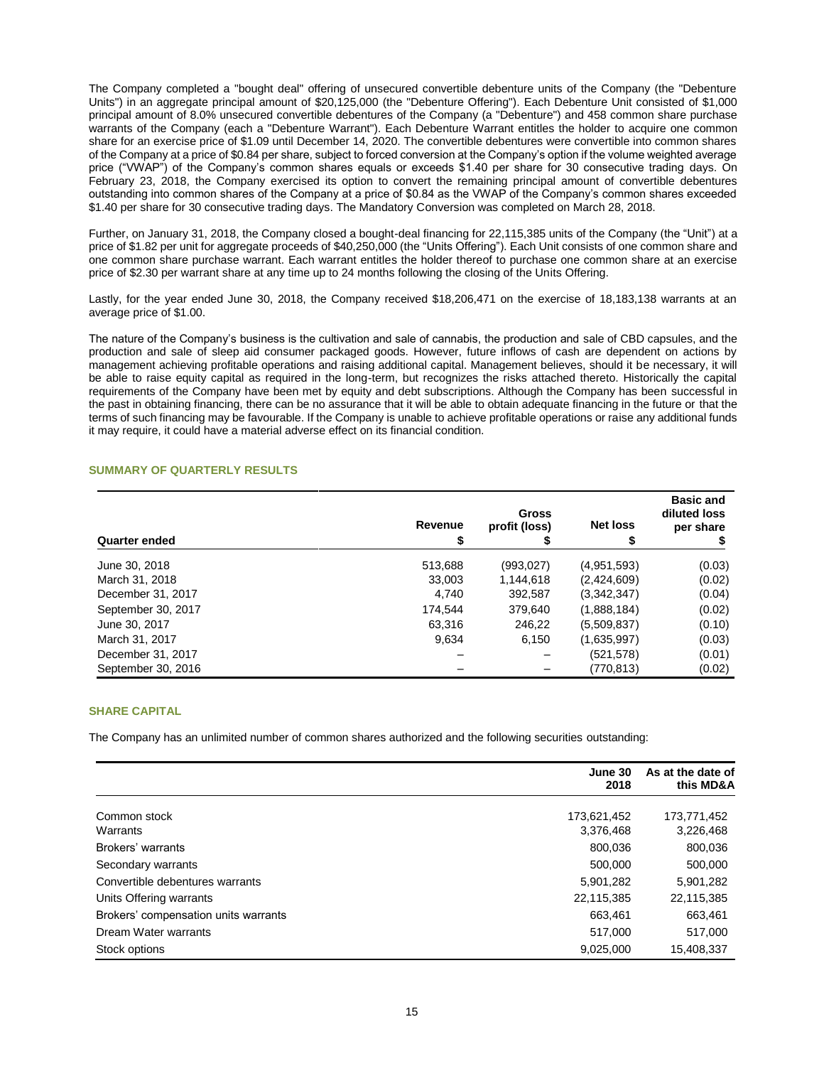The Company completed a "bought deal" offering of unsecured convertible debenture units of the Company (the "Debenture Units") in an aggregate principal amount of $20,125,000 (the "Debenture Offering"). Each Debenture Unit consisted of $1,000 principal amount of 8.0% unsecured convertible debentures of the Company (a "Debenture") and 458 common share purchase warrants of the Company (each a "Debenture Warrant"). Each Debenture Warrant entitles the holder to acquire one common share for an exercise price of $1.09 until December 14, 2020. The convertible debentures were convertible into common shares of the Company at a price of $0.84 per share, subject to forced conversion at the Company's option if the volume weighted average price ("VWAP") of the Company's common shares equals or exceeds $1.40 per share for 30 consecutive trading days. On February 23, 2018, the Company exercised its option to convert the remaining principal amount of convertible debentures outstanding into common shares of the Company at a price of $0.84 as the VWAP of the Company's common shares exceeded $1.40 per share for 30 consecutive trading days. The Mandatory Conversion was completed on March 28, 2018.

Further, on January 31, 2018, the Company closed a bought-deal financing for 22,115,385 units of the Company (the "Unit") at a price of $1.82 per unit for aggregate proceeds of $40,250,000 (the "Units Offering"). Each Unit consists of one common share and one common share purchase warrant. Each warrant entitles the holder thereof to purchase one common share at an exercise price of $2.30 per warrant share at any time up to 24 months following the closing of the Units Offering.

Lastly, for the year ended June 30, 2018, the Company received $18,206,471 on the exercise of 18,183,138 warrants at an average price of $1.00.

The nature of the Company's business is the cultivation and sale of cannabis, the production and sale of CBD capsules, and the production and sale of sleep aid consumer packaged goods. However, future inflows of cash are dependent on actions by management achieving profitable operations and raising additional capital. Management believes, should it be necessary, it will be able to raise equity capital as required in the long-term, but recognizes the risks attached thereto. Historically the capital requirements of the Company have been met by equity and debt subscriptions. Although the Company has been successful in the past in obtaining financing, there can be no assurance that it will be able to obtain adequate financing in the future or that the terms of such financing may be favourable. If the Company is unable to achieve profitable operations or raise any additional funds it may require, it could have a material adverse effect on its financial condition.

## SUMMARY OF QUARTERLY RESULTS

| Quarter ended | Revenue $ | Gross profit (loss) $ | Net loss $ | Basic and diluted loss per share $ |
|---|---|---|---|---|
| June 30, 2018 | 513,688 | (993,027) | (4,951,593) | (0.03) |
| March 31, 2018 | 33,003 | 1,144,618 | (2,424,609) | (0.02) |
| December 31, 2017 | 4,740 | 392,587 | (3,342,347) | (0.04) |
| September 30, 2017 | 174,544 | 379,640 | (1,888,184) | (0.02) |
| June 30, 2017 | 63,316 | 246,22 | (5,509,837) | (0.10) |
| March 31, 2017 | 9,634 | 6,150 | (1,635,997) | (0.03) |
| December 31, 2017 | – | – | (521,578) | (0.01) |
| September 30, 2016 | – | – | (770,813) | (0.02) |

## SHARE CAPITAL

The Company has an unlimited number of common shares authorized and the following securities outstanding:

| | June 30 2018 | As at the date of this MD&A |
|---|---|---|
| Common stock | 173,621,452 | 173,771,452 |
| Warrants | 3,376,468 | 3,226,468 |
| Brokers' warrants | 800,036 | 800,036 |
| Secondary warrants | 500,000 | 500,000 |
| Convertible debentures warrants | 5,901,282 | 5,901,282 |
| Units Offering warrants | 22,115,385 | 22,115,385 |
| Brokers' compensation units warrants | 663,461 | 663,461 |
| Dream Water warrants | 517,000 | 517,000 |
| Stock options | 9,025,000 | 15,408,337 |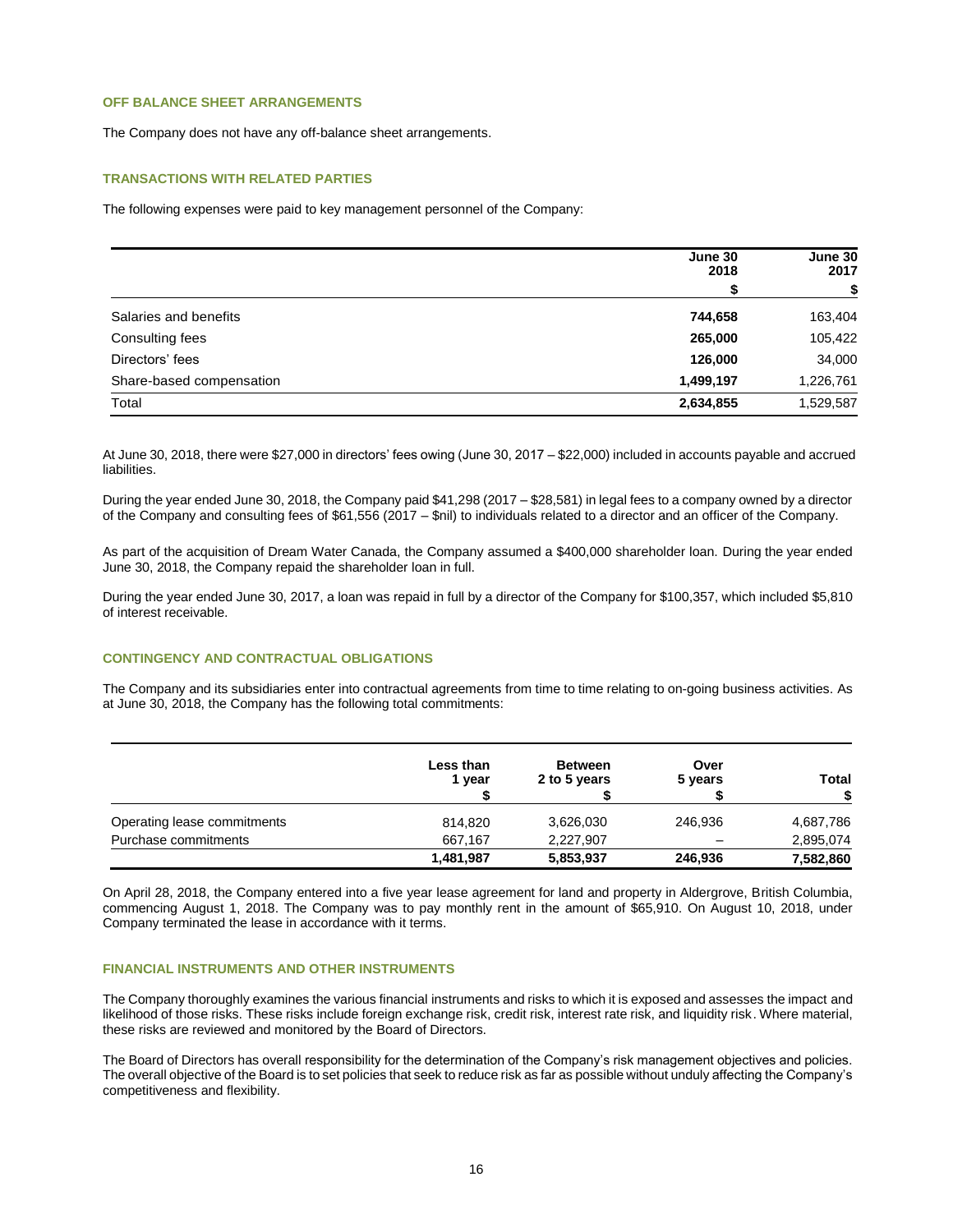## OFF BALANCE SHEET ARRANGEMENTS

The Company does not have any off-balance sheet arrangements.

## TRANSACTIONS WITH RELATED PARTIES

The following expenses were paid to key management personnel of the Company:

| | June 30 2018 | June 30 2017 |
|---|---|---|
| | $ | $ |
| Salaries and benefits | **744,658** | 163,404 |
| Consulting fees | **265,000** | 105,422 |
| Directors' fees | **126,000** | 34,000 |
| Share-based compensation | **1,499,197** | 1,226,761 |
| Total | **2,634,855** | 1,529,587 |

At June 30, 2018, there were $27,000 in directors' fees owing (June 30, 2017 – $22,000) included in accounts payable and accrued liabilities.

During the year ended June 30, 2018, the Company paid $41,298 (2017 – $28,581) in legal fees to a company owned by a director of the Company and consulting fees of $61,556 (2017 – $nil) to individuals related to a director and an officer of the Company.

As part of the acquisition of Dream Water Canada, the Company assumed a $400,000 shareholder loan. During the year ended June 30, 2018, the Company repaid the shareholder loan in full.

During the year ended June 30, 2017, a loan was repaid in full by a director of the Company for $100,357, which included $5,810 of interest receivable.

## CONTINGENCY AND CONTRACTUAL OBLIGATIONS

The Company and its subsidiaries enter into contractual agreements from time to time relating to on-going business activities. As at June 30, 2018, the Company has the following total commitments:

| | Less than 1 year | Between 2 to 5 years | Over 5 years | Total |
|---|---|---|---|---|
| | $ | $ | $ | $ |
| Operating lease commitments | 814,820 | 3,626,030 | 246,936 | 4,687,786 |
| Purchase commitments | 667,167 | 2,227,907 | – | 2,895,074 |
| | **1,481,987** | **5,853,937** | **246,936** | **7,582,860** |

On April 28, 2018, the Company entered into a five year lease agreement for land and property in Aldergrove, British Columbia, commencing August 1, 2018. The Company was to pay monthly rent in the amount of $65,910. On August 10, 2018, under Company terminated the lease in accordance with it terms.

## FINANCIAL INSTRUMENTS AND OTHER INSTRUMENTS

The Company thoroughly examines the various financial instruments and risks to which it is exposed and assesses the impact and likelihood of those risks. These risks include foreign exchange risk, credit risk, interest rate risk, and liquidity risk. Where material, these risks are reviewed and monitored by the Board of Directors.

The Board of Directors has overall responsibility for the determination of the Company's risk management objectives and policies. The overall objective of the Board is to set policies that seek to reduce risk as far as possible without unduly affecting the Company's competitiveness and flexibility.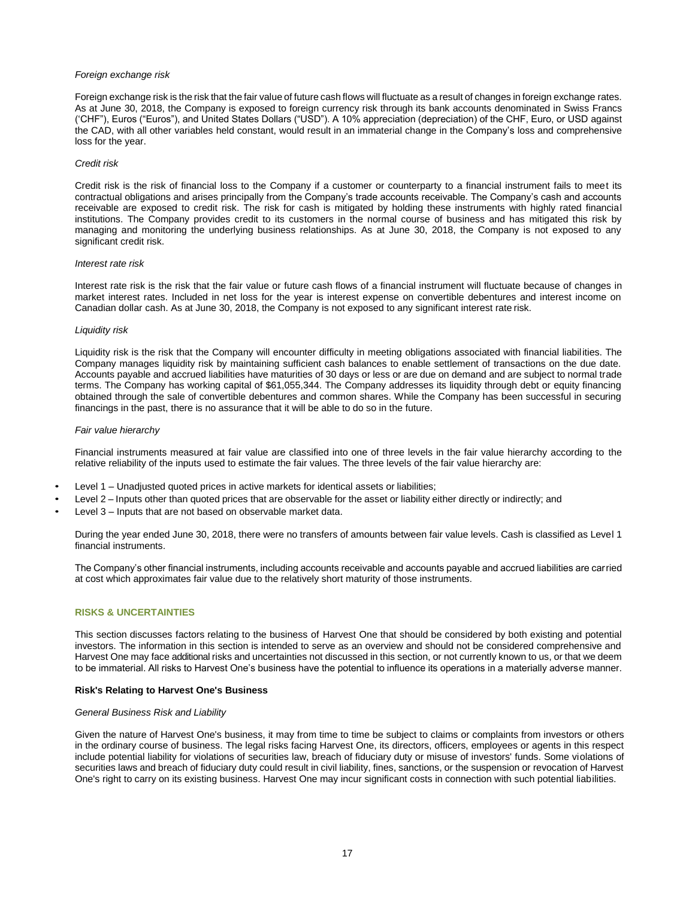*Foreign exchange risk*

Foreign exchange risk is the risk that the fair value of future cash flows will fluctuate as a result of changes in foreign exchange rates. As at June 30, 2018, the Company is exposed to foreign currency risk through its bank accounts denominated in Swiss Francs ('CHF"), Euros ("Euros"), and United States Dollars ("USD"). A 10% appreciation (depreciation) of the CHF, Euro, or USD against the CAD, with all other variables held constant, would result in an immaterial change in the Company's loss and comprehensive loss for the year.

*Credit risk*

Credit risk is the risk of financial loss to the Company if a customer or counterparty to a financial instrument fails to meet its contractual obligations and arises principally from the Company's trade accounts receivable. The Company's cash and accounts receivable are exposed to credit risk. The risk for cash is mitigated by holding these instruments with highly rated financial institutions. The Company provides credit to its customers in the normal course of business and has mitigated this risk by managing and monitoring the underlying business relationships. As at June 30, 2018, the Company is not exposed to any significant credit risk.

*Interest rate risk*

Interest rate risk is the risk that the fair value or future cash flows of a financial instrument will fluctuate because of changes in market interest rates. Included in net loss for the year is interest expense on convertible debentures and interest income on Canadian dollar cash. As at June 30, 2018, the Company is not exposed to any significant interest rate risk.

*Liquidity risk*

Liquidity risk is the risk that the Company will encounter difficulty in meeting obligations associated with financial liabilities. The Company manages liquidity risk by maintaining sufficient cash balances to enable settlement of transactions on the due date. Accounts payable and accrued liabilities have maturities of 30 days or less or are due on demand and are subject to normal trade terms. The Company has working capital of $61,055,344. The Company addresses its liquidity through debt or equity financing obtained through the sale of convertible debentures and common shares. While the Company has been successful in securing financings in the past, there is no assurance that it will be able to do so in the future.

*Fair value hierarchy*

Financial instruments measured at fair value are classified into one of three levels in the fair value hierarchy according to the relative reliability of the inputs used to estimate the fair values. The three levels of the fair value hierarchy are:

- Level 1 – Unadjusted quoted prices in active markets for identical assets or liabilities;
- Level 2 – Inputs other than quoted prices that are observable for the asset or liability either directly or indirectly; and
- Level 3 – Inputs that are not based on observable market data.

During the year ended June 30, 2018, there were no transfers of amounts between fair value levels. Cash is classified as Level 1 financial instruments.

The Company's other financial instruments, including accounts receivable and accounts payable and accrued liabilities are carried at cost which approximates fair value due to the relatively short maturity of those instruments.

## RISKS & UNCERTAINTIES

This section discusses factors relating to the business of Harvest One that should be considered by both existing and potential investors. The information in this section is intended to serve as an overview and should not be considered comprehensive and Harvest One may face additional risks and uncertainties not discussed in this section, or not currently known to us, or that we deem to be immaterial. All risks to Harvest One's business have the potential to influence its operations in a materially adverse manner.

### Risk's Relating to Harvest One's Business

*General Business Risk and Liability*

Given the nature of Harvest One's business, it may from time to time be subject to claims or complaints from investors or others in the ordinary course of business. The legal risks facing Harvest One, its directors, officers, employees or agents in this respect include potential liability for violations of securities law, breach of fiduciary duty or misuse of investors' funds. Some violations of securities laws and breach of fiduciary duty could result in civil liability, fines, sanctions, or the suspension or revocation of Harvest One's right to carry on its existing business. Harvest One may incur significant costs in connection with such potential liabilities.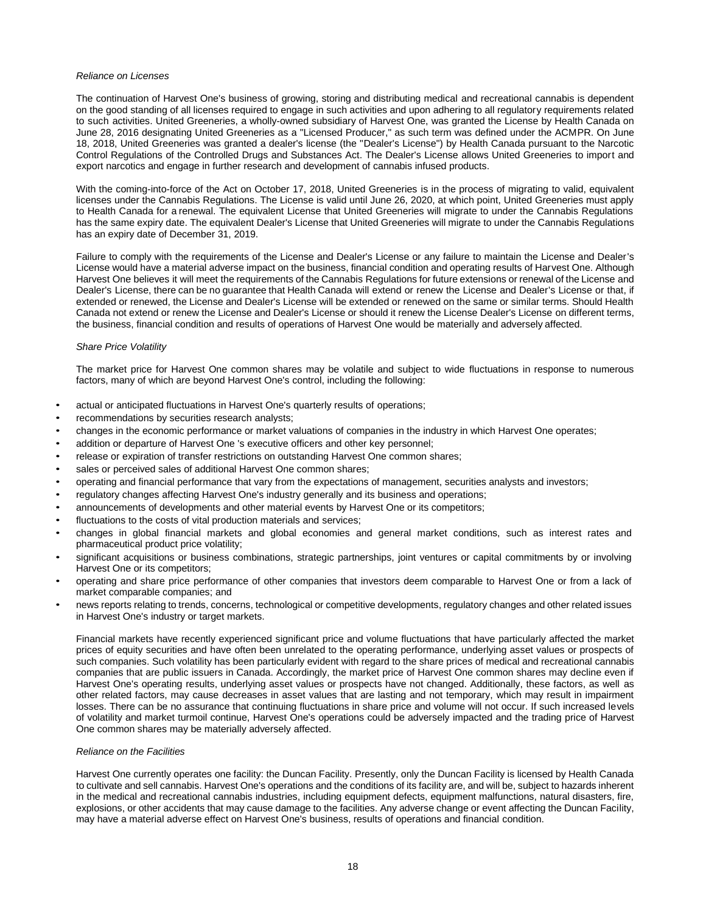*Reliance on Licenses*

The continuation of Harvest One's business of growing, storing and distributing medical and recreational cannabis is dependent on the good standing of all licenses required to engage in such activities and upon adhering to all regulatory requirements related to such activities. United Greeneries, a wholly-owned subsidiary of Harvest One, was granted the License by Health Canada on June 28, 2016 designating United Greeneries as a "Licensed Producer," as such term was defined under the ACMPR. On June 18, 2018, United Greeneries was granted a dealer's license (the "Dealer's License") by Health Canada pursuant to the Narcotic Control Regulations of the Controlled Drugs and Substances Act. The Dealer's License allows United Greeneries to import and export narcotics and engage in further research and development of cannabis infused products.

With the coming-into-force of the Act on October 17, 2018, United Greeneries is in the process of migrating to valid, equivalent licenses under the Cannabis Regulations. The License is valid until June 26, 2020, at which point, United Greeneries must apply to Health Canada for a renewal. The equivalent License that United Greeneries will migrate to under the Cannabis Regulations has the same expiry date. The equivalent Dealer's License that United Greeneries will migrate to under the Cannabis Regulations has an expiry date of December 31, 2019.

Failure to comply with the requirements of the License and Dealer's License or any failure to maintain the License and Dealer's License would have a material adverse impact on the business, financial condition and operating results of Harvest One. Although Harvest One believes it will meet the requirements of the Cannabis Regulations for future extensions or renewal of the License and Dealer's License, there can be no guarantee that Health Canada will extend or renew the License and Dealer's License or that, if extended or renewed, the License and Dealer's License will be extended or renewed on the same or similar terms. Should Health Canada not extend or renew the License and Dealer's License or should it renew the License Dealer's License on different terms, the business, financial condition and results of operations of Harvest One would be materially and adversely affected.

*Share Price Volatility*

The market price for Harvest One common shares may be volatile and subject to wide fluctuations in response to numerous factors, many of which are beyond Harvest One's control, including the following:

- actual or anticipated fluctuations in Harvest One's quarterly results of operations;
- recommendations by securities research analysts;
- changes in the economic performance or market valuations of companies in the industry in which Harvest One operates;
- addition or departure of Harvest One 's executive officers and other key personnel;
- release or expiration of transfer restrictions on outstanding Harvest One common shares;
- sales or perceived sales of additional Harvest One common shares;
- operating and financial performance that vary from the expectations of management, securities analysts and investors;
- regulatory changes affecting Harvest One's industry generally and its business and operations;
- announcements of developments and other material events by Harvest One or its competitors;
- fluctuations to the costs of vital production materials and services;
- changes in global financial markets and global economies and general market conditions, such as interest rates and pharmaceutical product price volatility;
- significant acquisitions or business combinations, strategic partnerships, joint ventures or capital commitments by or involving Harvest One or its competitors;
- operating and share price performance of other companies that investors deem comparable to Harvest One or from a lack of market comparable companies; and
- news reports relating to trends, concerns, technological or competitive developments, regulatory changes and other related issues in Harvest One's industry or target markets.

Financial markets have recently experienced significant price and volume fluctuations that have particularly affected the market prices of equity securities and have often been unrelated to the operating performance, underlying asset values or prospects of such companies. Such volatility has been particularly evident with regard to the share prices of medical and recreational cannabis companies that are public issuers in Canada. Accordingly, the market price of Harvest One common shares may decline even if Harvest One's operating results, underlying asset values or prospects have not changed. Additionally, these factors, as well as other related factors, may cause decreases in asset values that are lasting and not temporary, which may result in impairment losses. There can be no assurance that continuing fluctuations in share price and volume will not occur. If such increased levels of volatility and market turmoil continue, Harvest One's operations could be adversely impacted and the trading price of Harvest One common shares may be materially adversely affected.

*Reliance on the Facilities*

Harvest One currently operates one facility: the Duncan Facility. Presently, only the Duncan Facility is licensed by Health Canada to cultivate and sell cannabis. Harvest One's operations and the conditions of its facility are, and will be, subject to hazards inherent in the medical and recreational cannabis industries, including equipment defects, equipment malfunctions, natural disasters, fire, explosions, or other accidents that may cause damage to the facilities. Any adverse change or event affecting the Duncan Facility, may have a material adverse effect on Harvest One's business, results of operations and financial condition.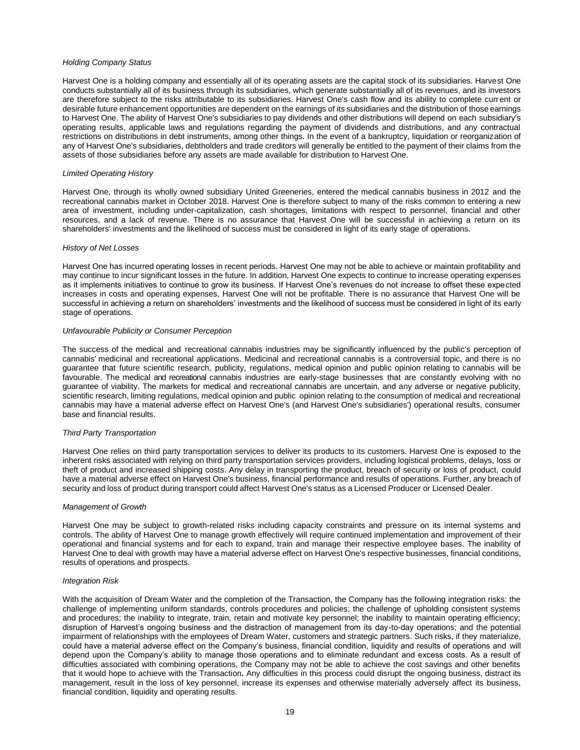*Holding Company Status*

Harvest One is a holding company and essentially all of its operating assets are the capital stock of its subsidiaries. Harvest One conducts substantially all of its business through its subsidiaries, which generate substantially all of its revenues, and its investors are therefore subject to the risks attributable to its subsidiaries. Harvest One's cash flow and its ability to complete current or desirable future enhancement opportunities are dependent on the earnings of its subsidiaries and the distribution of those earnings to Harvest One. The ability of Harvest One's subsidiaries to pay dividends and other distributions will depend on each subsidiary's operating results, applicable laws and regulations regarding the payment of dividends and distributions, and any contractual restrictions on distributions in debt instruments, among other things. In the event of a bankruptcy, liquidation or reorganization of any of Harvest One's subsidiaries, debtholders and trade creditors will generally be entitled to the payment of their claims from the assets of those subsidiaries before any assets are made available for distribution to Harvest One.

*Limited Operating History*

Harvest One, through its wholly owned subsidiary United Greeneries, entered the medical cannabis business in 2012 and the recreational cannabis market in October 2018. Harvest One is therefore subject to many of the risks common to entering a new area of investment, including under-capitalization, cash shortages, limitations with respect to personnel, financial and other resources, and a lack of revenue. There is no assurance that Harvest One will be successful in achieving a return on its shareholders' investments and the likelihood of success must be considered in light of its early stage of operations.

*History of Net Losses*

Harvest One has incurred operating losses in recent periods. Harvest One may not be able to achieve or maintain profitability and may continue to incur significant losses in the future. In addition, Harvest One expects to continue to increase operating expenses as it implements initiatives to continue to grow its business. If Harvest One's revenues do not increase to offset these expected increases in costs and operating expenses, Harvest One will not be profitable. There is no assurance that Harvest One will be successful in achieving a return on shareholders' investments and the likelihood of success must be considered in light of its early stage of operations.

*Unfavourable Publicity or Consumer Perception*

The success of the medical and recreational cannabis industries may be significantly influenced by the public's perception of cannabis' medicinal and recreational applications. Medicinal and recreational cannabis is a controversial topic, and there is no guarantee that future scientific research, publicity, regulations, medical opinion and public opinion relating to cannabis will be favourable. The medical and recreational cannabis industries are early-stage businesses that are constantly evolving with no guarantee of viability. The markets for medical and recreational cannabis are uncertain, and any adverse or negative publicity, scientific research, limiting regulations, medical opinion and public opinion relating to the consumption of medical and recreational cannabis may have a material adverse effect on Harvest One's (and Harvest One's subsidiaries') operational results, consumer base and financial results.

*Third Party Transportation*

Harvest One relies on third party transportation services to deliver its products to its customers. Harvest One is exposed to the inherent risks associated with relying on third party transportation services providers, including logistical problems, delays, loss or theft of product and increased shipping costs. Any delay in transporting the product, breach of security or loss of product, could have a material adverse effect on Harvest One's business, financial performance and results of operations. Further, any breach of security and loss of product during transport could affect Harvest One's status as a Licensed Producer or Licensed Dealer.

*Management of Growth*

Harvest One may be subject to growth-related risks including capacity constraints and pressure on its internal systems and controls. The ability of Harvest One to manage growth effectively will require continued implementation and improvement of their operational and financial systems and for each to expand, train and manage their respective employee bases. The inability of Harvest One to deal with growth may have a material adverse effect on Harvest One's respective businesses, financial conditions, results of operations and prospects.

*Integration Risk*

With the acquisition of Dream Water and the completion of the Transaction, the Company has the following integration risks: the challenge of implementing uniform standards, controls procedures and policies; the challenge of upholding consistent systems and procedures; the inability to integrate, train, retain and motivate key personnel; the inability to maintain operating efficiency; disruption of Harvest's ongoing business and the distraction of management from its day-to-day operations; and the potential impairment of relationships with the employees of Dream Water, customers and strategic partners. Such risks, if they materialize, could have a material adverse effect on the Company's business, financial condition, liquidity and results of operations and will depend upon the Company's ability to manage those operations and to eliminate redundant and excess costs. As a result of difficulties associated with combining operations, the Company may not be able to achieve the cost savings and other benefits that it would hope to achieve with the Transaction**.** Any difficulties in this process could disrupt the ongoing business, distract its management, result in the loss of key personnel, increase its expenses and otherwise materially adversely affect its business, financial condition, liquidity and operating results.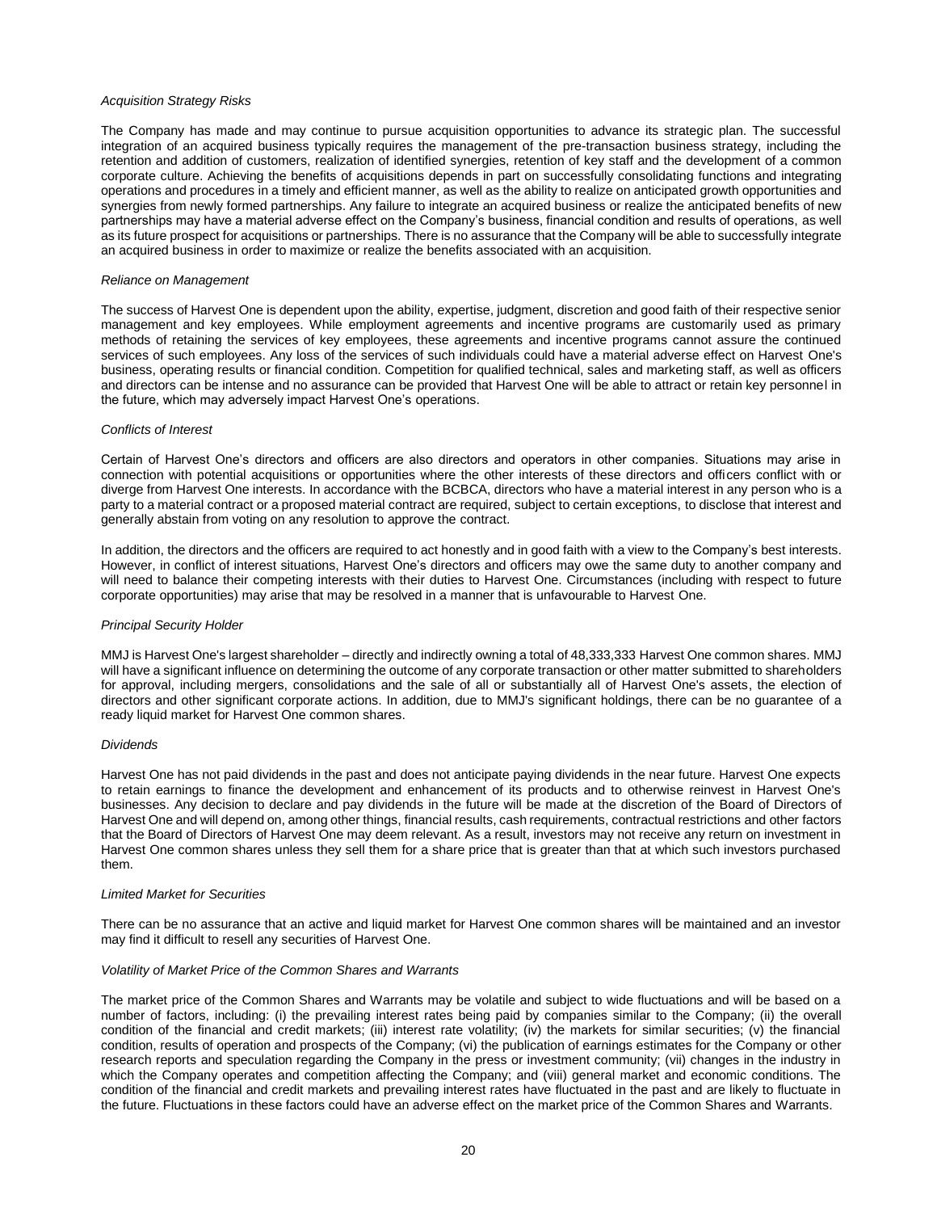*Acquisition Strategy Risks*

The Company has made and may continue to pursue acquisition opportunities to advance its strategic plan. The successful integration of an acquired business typically requires the management of the pre-transaction business strategy, including the retention and addition of customers, realization of identified synergies, retention of key staff and the development of a common corporate culture. Achieving the benefits of acquisitions depends in part on successfully consolidating functions and integrating operations and procedures in a timely and efficient manner, as well as the ability to realize on anticipated growth opportunities and synergies from newly formed partnerships. Any failure to integrate an acquired business or realize the anticipated benefits of new partnerships may have a material adverse effect on the Company's business, financial condition and results of operations, as well as its future prospect for acquisitions or partnerships. There is no assurance that the Company will be able to successfully integrate an acquired business in order to maximize or realize the benefits associated with an acquisition.

*Reliance on Management*

The success of Harvest One is dependent upon the ability, expertise, judgment, discretion and good faith of their respective senior management and key employees. While employment agreements and incentive programs are customarily used as primary methods of retaining the services of key employees, these agreements and incentive programs cannot assure the continued services of such employees. Any loss of the services of such individuals could have a material adverse effect on Harvest One's business, operating results or financial condition. Competition for qualified technical, sales and marketing staff, as well as officers and directors can be intense and no assurance can be provided that Harvest One will be able to attract or retain key personnel in the future, which may adversely impact Harvest One's operations.

*Conflicts of Interest*

Certain of Harvest One's directors and officers are also directors and operators in other companies. Situations may arise in connection with potential acquisitions or opportunities where the other interests of these directors and officers conflict with or diverge from Harvest One interests. In accordance with the BCBCA, directors who have a material interest in any person who is a party to a material contract or a proposed material contract are required, subject to certain exceptions, to disclose that interest and generally abstain from voting on any resolution to approve the contract.

In addition, the directors and the officers are required to act honestly and in good faith with a view to the Company's best interests. However, in conflict of interest situations, Harvest One's directors and officers may owe the same duty to another company and will need to balance their competing interests with their duties to Harvest One. Circumstances (including with respect to future corporate opportunities) may arise that may be resolved in a manner that is unfavourable to Harvest One.

*Principal Security Holder*

MMJ is Harvest One's largest shareholder – directly and indirectly owning a total of 48,333,333 Harvest One common shares. MMJ will have a significant influence on determining the outcome of any corporate transaction or other matter submitted to shareholders for approval, including mergers, consolidations and the sale of all or substantially all of Harvest One's assets, the election of directors and other significant corporate actions. In addition, due to MMJ's significant holdings, there can be no guarantee of a ready liquid market for Harvest One common shares.

*Dividends*

Harvest One has not paid dividends in the past and does not anticipate paying dividends in the near future. Harvest One expects to retain earnings to finance the development and enhancement of its products and to otherwise reinvest in Harvest One's businesses. Any decision to declare and pay dividends in the future will be made at the discretion of the Board of Directors of Harvest One and will depend on, among other things, financial results, cash requirements, contractual restrictions and other factors that the Board of Directors of Harvest One may deem relevant. As a result, investors may not receive any return on investment in Harvest One common shares unless they sell them for a share price that is greater than that at which such investors purchased them.

*Limited Market for Securities*

There can be no assurance that an active and liquid market for Harvest One common shares will be maintained and an investor may find it difficult to resell any securities of Harvest One.

*Volatility of Market Price of the Common Shares and Warrants*

The market price of the Common Shares and Warrants may be volatile and subject to wide fluctuations and will be based on a number of factors, including: (i) the prevailing interest rates being paid by companies similar to the Company; (ii) the overall condition of the financial and credit markets; (iii) interest rate volatility; (iv) the markets for similar securities; (v) the financial condition, results of operation and prospects of the Company; (vi) the publication of earnings estimates for the Company or other research reports and speculation regarding the Company in the press or investment community; (vii) changes in the industry in which the Company operates and competition affecting the Company; and (viii) general market and economic conditions. The condition of the financial and credit markets and prevailing interest rates have fluctuated in the past and are likely to fluctuate in the future. Fluctuations in these factors could have an adverse effect on the market price of the Common Shares and Warrants.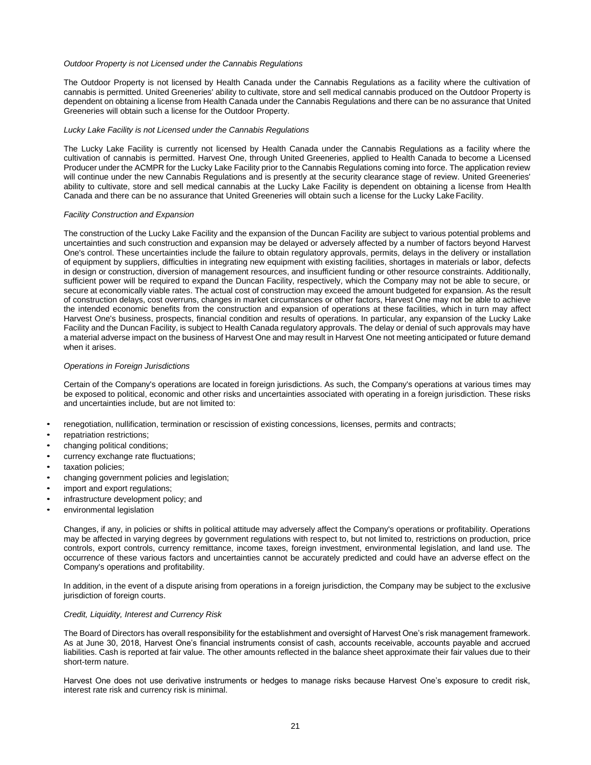*Outdoor Property is not Licensed under the Cannabis Regulations*

The Outdoor Property is not licensed by Health Canada under the Cannabis Regulations as a facility where the cultivation of cannabis is permitted. United Greeneries' ability to cultivate, store and sell medical cannabis produced on the Outdoor Property is dependent on obtaining a license from Health Canada under the Cannabis Regulations and there can be no assurance that United Greeneries will obtain such a license for the Outdoor Property.

*Lucky Lake Facility is not Licensed under the Cannabis Regulations*

The Lucky Lake Facility is currently not licensed by Health Canada under the Cannabis Regulations as a facility where the cultivation of cannabis is permitted. Harvest One, through United Greeneries, applied to Health Canada to become a Licensed Producer under the ACMPR for the Lucky Lake Facility prior to the Cannabis Regulations coming into force. The application review will continue under the new Cannabis Regulations and is presently at the security clearance stage of review. United Greeneries' ability to cultivate, store and sell medical cannabis at the Lucky Lake Facility is dependent on obtaining a license from Health Canada and there can be no assurance that United Greeneries will obtain such a license for the Lucky Lake Facility.

*Facility Construction and Expansion*

The construction of the Lucky Lake Facility and the expansion of the Duncan Facility are subject to various potential problems and uncertainties and such construction and expansion may be delayed or adversely affected by a number of factors beyond Harvest One's control. These uncertainties include the failure to obtain regulatory approvals, permits, delays in the delivery or installation of equipment by suppliers, difficulties in integrating new equipment with existing facilities, shortages in materials or labor, defects in design or construction, diversion of management resources, and insufficient funding or other resource constraints. Additionally, sufficient power will be required to expand the Duncan Facility, respectively, which the Company may not be able to secure, or secure at economically viable rates. The actual cost of construction may exceed the amount budgeted for expansion. As the result of construction delays, cost overruns, changes in market circumstances or other factors, Harvest One may not be able to achieve the intended economic benefits from the construction and expansion of operations at these facilities, which in turn may affect Harvest One's business, prospects, financial condition and results of operations. In particular, any expansion of the Lucky Lake Facility and the Duncan Facility, is subject to Health Canada regulatory approvals. The delay or denial of such approvals may have a material adverse impact on the business of Harvest One and may result in Harvest One not meeting anticipated or future demand when it arises.

*Operations in Foreign Jurisdictions*

Certain of the Company's operations are located in foreign jurisdictions. As such, the Company's operations at various times may be exposed to political, economic and other risks and uncertainties associated with operating in a foreign jurisdiction. These risks and uncertainties include, but are not limited to:

- renegotiation, nullification, termination or rescission of existing concessions, licenses, permits and contracts;
- repatriation restrictions;
- changing political conditions;
- currency exchange rate fluctuations;
- taxation policies;
- changing government policies and legislation;
- import and export regulations;
- infrastructure development policy; and
- environmental legislation

Changes, if any, in policies or shifts in political attitude may adversely affect the Company's operations or profitability. Operations may be affected in varying degrees by government regulations with respect to, but not limited to, restrictions on production, price controls, export controls, currency remittance, income taxes, foreign investment, environmental legislation, and land use. The occurrence of these various factors and uncertainties cannot be accurately predicted and could have an adverse effect on the Company's operations and profitability.

In addition, in the event of a dispute arising from operations in a foreign jurisdiction, the Company may be subject to the exclusive jurisdiction of foreign courts.

*Credit, Liquidity, Interest and Currency Risk*

The Board of Directors has overall responsibility for the establishment and oversight of Harvest One's risk management framework. As at June 30, 2018, Harvest One's financial instruments consist of cash, accounts receivable, accounts payable and accrued liabilities. Cash is reported at fair value. The other amounts reflected in the balance sheet approximate their fair values due to their short-term nature.

Harvest One does not use derivative instruments or hedges to manage risks because Harvest One's exposure to credit risk, interest rate risk and currency risk is minimal.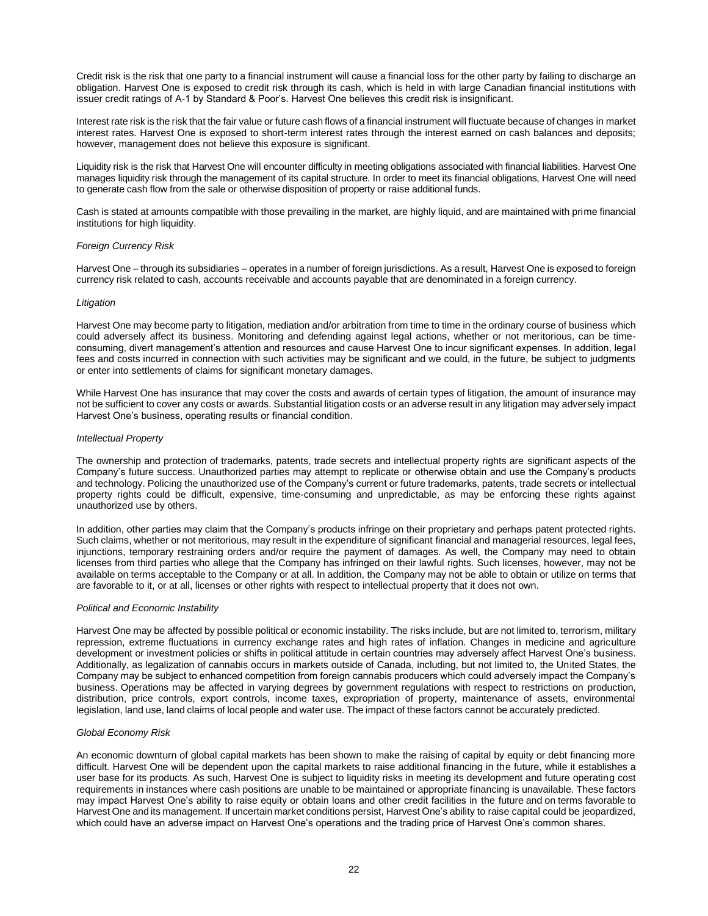Credit risk is the risk that one party to a financial instrument will cause a financial loss for the other party by failing to discharge an obligation. Harvest One is exposed to credit risk through its cash, which is held in with large Canadian financial institutions with issuer credit ratings of A-1 by Standard & Poor's. Harvest One believes this credit risk is insignificant.

Interest rate risk is the risk that the fair value or future cash flows of a financial instrument will fluctuate because of changes in market interest rates. Harvest One is exposed to short-term interest rates through the interest earned on cash balances and deposits; however, management does not believe this exposure is significant.

Liquidity risk is the risk that Harvest One will encounter difficulty in meeting obligations associated with financial liabilities. Harvest One manages liquidity risk through the management of its capital structure. In order to meet its financial obligations, Harvest One will need to generate cash flow from the sale or otherwise disposition of property or raise additional funds.

Cash is stated at amounts compatible with those prevailing in the market, are highly liquid, and are maintained with prime financial institutions for high liquidity.

*Foreign Currency Risk*

Harvest One – through its subsidiaries – operates in a number of foreign jurisdictions. As a result, Harvest One is exposed to foreign currency risk related to cash, accounts receivable and accounts payable that are denominated in a foreign currency.

*Litigation*

Harvest One may become party to litigation, mediation and/or arbitration from time to time in the ordinary course of business which could adversely affect its business. Monitoring and defending against legal actions, whether or not meritorious, can be time-consuming, divert management's attention and resources and cause Harvest One to incur significant expenses. In addition, legal fees and costs incurred in connection with such activities may be significant and we could, in the future, be subject to judgments or enter into settlements of claims for significant monetary damages.

While Harvest One has insurance that may cover the costs and awards of certain types of litigation, the amount of insurance may not be sufficient to cover any costs or awards. Substantial litigation costs or an adverse result in any litigation may adversely impact Harvest One's business, operating results or financial condition.

*Intellectual Property*

The ownership and protection of trademarks, patents, trade secrets and intellectual property rights are significant aspects of the Company's future success. Unauthorized parties may attempt to replicate or otherwise obtain and use the Company's products and technology. Policing the unauthorized use of the Company's current or future trademarks, patents, trade secrets or intellectual property rights could be difficult, expensive, time-consuming and unpredictable, as may be enforcing these rights against unauthorized use by others.

In addition, other parties may claim that the Company's products infringe on their proprietary and perhaps patent protected rights. Such claims, whether or not meritorious, may result in the expenditure of significant financial and managerial resources, legal fees, injunctions, temporary restraining orders and/or require the payment of damages. As well, the Company may need to obtain licenses from third parties who allege that the Company has infringed on their lawful rights. Such licenses, however, may not be available on terms acceptable to the Company or at all. In addition, the Company may not be able to obtain or utilize on terms that are favorable to it, or at all, licenses or other rights with respect to intellectual property that it does not own.

*Political and Economic Instability*

Harvest One may be affected by possible political or economic instability. The risks include, but are not limited to, terrorism, military repression, extreme fluctuations in currency exchange rates and high rates of inflation. Changes in medicine and agriculture development or investment policies or shifts in political attitude in certain countries may adversely affect Harvest One's business. Additionally, as legalization of cannabis occurs in markets outside of Canada, including, but not limited to, the United States, the Company may be subject to enhanced competition from foreign cannabis producers which could adversely impact the Company's business. Operations may be affected in varying degrees by government regulations with respect to restrictions on production, distribution, price controls, export controls, income taxes, expropriation of property, maintenance of assets, environmental legislation, land use, land claims of local people and water use. The impact of these factors cannot be accurately predicted.

*Global Economy Risk*

An economic downturn of global capital markets has been shown to make the raising of capital by equity or debt financing more difficult. Harvest One will be dependent upon the capital markets to raise additional financing in the future, while it establishes a user base for its products. As such, Harvest One is subject to liquidity risks in meeting its development and future operating cost requirements in instances where cash positions are unable to be maintained or appropriate financing is unavailable. These factors may impact Harvest One's ability to raise equity or obtain loans and other credit facilities in the future and on terms favorable to Harvest One and its management. If uncertain market conditions persist, Harvest One's ability to raise capital could be jeopardized, which could have an adverse impact on Harvest One's operations and the trading price of Harvest One's common shares.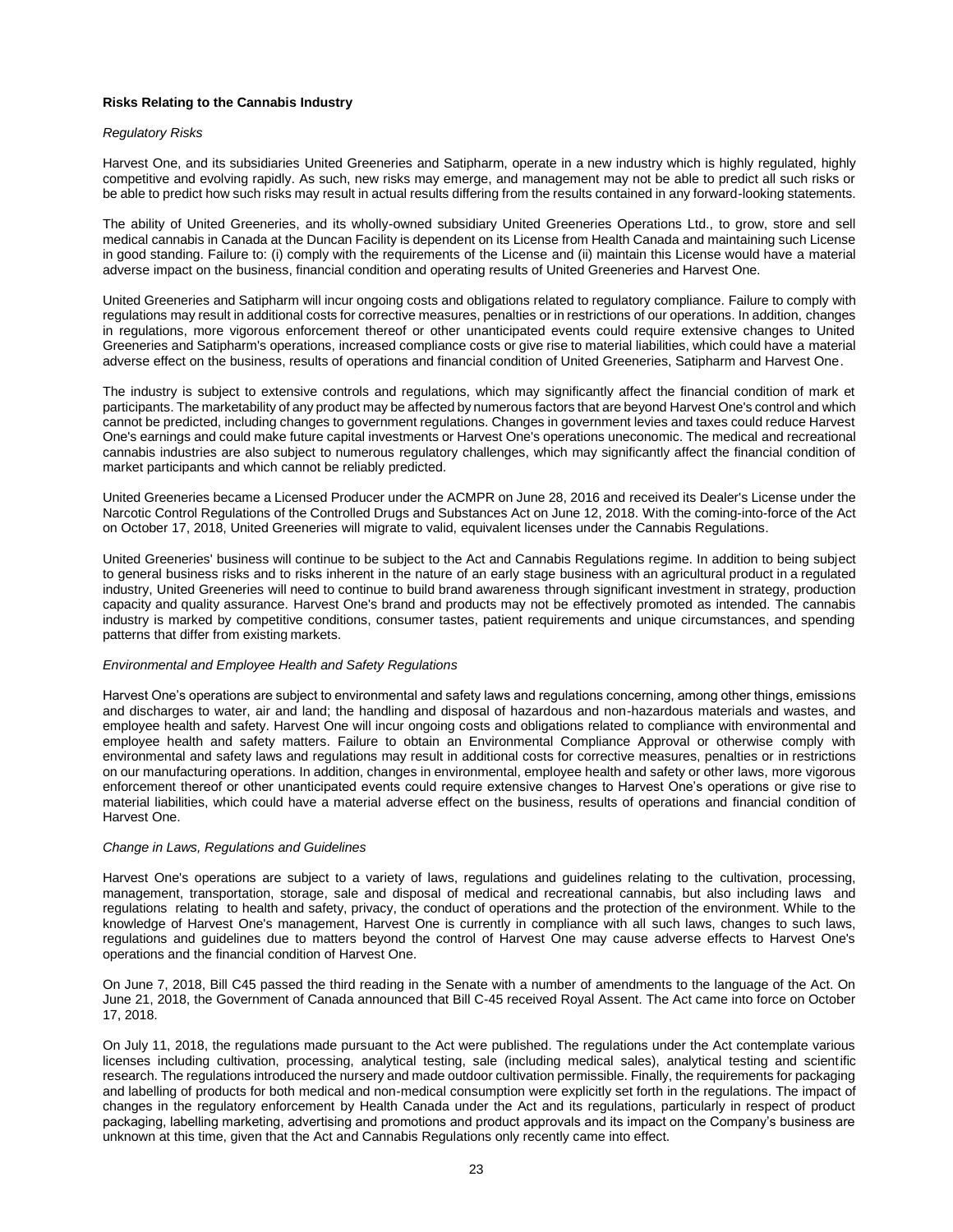**Risks Relating to the Cannabis Industry**

*Regulatory Risks*

Harvest One, and its subsidiaries United Greeneries and Satipharm, operate in a new industry which is highly regulated, highly competitive and evolving rapidly. As such, new risks may emerge, and management may not be able to predict all such risks or be able to predict how such risks may result in actual results differing from the results contained in any forward-looking statements.

The ability of United Greeneries, and its wholly-owned subsidiary United Greeneries Operations Ltd., to grow, store and sell medical cannabis in Canada at the Duncan Facility is dependent on its License from Health Canada and maintaining such License in good standing. Failure to: (i) comply with the requirements of the License and (ii) maintain this License would have a material adverse impact on the business, financial condition and operating results of United Greeneries and Harvest One.

United Greeneries and Satipharm will incur ongoing costs and obligations related to regulatory compliance. Failure to comply with regulations may result in additional costs for corrective measures, penalties or in restrictions of our operations. In addition, changes in regulations, more vigorous enforcement thereof or other unanticipated events could require extensive changes to United Greeneries and Satipharm's operations, increased compliance costs or give rise to material liabilities, which could have a material adverse effect on the business, results of operations and financial condition of United Greeneries, Satipharm and Harvest One.

The industry is subject to extensive controls and regulations, which may significantly affect the financial condition of mark et participants. The marketability of any product may be affected by numerous factors that are beyond Harvest One's control and which cannot be predicted, including changes to government regulations. Changes in government levies and taxes could reduce Harvest One's earnings and could make future capital investments or Harvest One's operations uneconomic. The medical and recreational cannabis industries are also subject to numerous regulatory challenges, which may significantly affect the financial condition of market participants and which cannot be reliably predicted.

United Greeneries became a Licensed Producer under the ACMPR on June 28, 2016 and received its Dealer's License under the Narcotic Control Regulations of the Controlled Drugs and Substances Act on June 12, 2018. With the coming-into-force of the Act on October 17, 2018, United Greeneries will migrate to valid, equivalent licenses under the Cannabis Regulations.

United Greeneries' business will continue to be subject to the Act and Cannabis Regulations regime. In addition to being subject to general business risks and to risks inherent in the nature of an early stage business with an agricultural product in a regulated industry, United Greeneries will need to continue to build brand awareness through significant investment in strategy, production capacity and quality assurance. Harvest One's brand and products may not be effectively promoted as intended. The cannabis industry is marked by competitive conditions, consumer tastes, patient requirements and unique circumstances, and spending patterns that differ from existing markets.

*Environmental and Employee Health and Safety Regulations*

Harvest One's operations are subject to environmental and safety laws and regulations concerning, among other things, emissions and discharges to water, air and land; the handling and disposal of hazardous and non-hazardous materials and wastes, and employee health and safety. Harvest One will incur ongoing costs and obligations related to compliance with environmental and employee health and safety matters. Failure to obtain an Environmental Compliance Approval or otherwise comply with environmental and safety laws and regulations may result in additional costs for corrective measures, penalties or in restrictions on our manufacturing operations. In addition, changes in environmental, employee health and safety or other laws, more vigorous enforcement thereof or other unanticipated events could require extensive changes to Harvest One's operations or give rise to material liabilities, which could have a material adverse effect on the business, results of operations and financial condition of Harvest One.

*Change in Laws, Regulations and Guidelines*

Harvest One's operations are subject to a variety of laws, regulations and guidelines relating to the cultivation, processing, management, transportation, storage, sale and disposal of medical and recreational cannabis, but also including laws and regulations relating to health and safety, privacy, the conduct of operations and the protection of the environment. While to the knowledge of Harvest One's management, Harvest One is currently in compliance with all such laws, changes to such laws, regulations and guidelines due to matters beyond the control of Harvest One may cause adverse effects to Harvest One's operations and the financial condition of Harvest One.

On June 7, 2018, Bill C45 passed the third reading in the Senate with a number of amendments to the language of the Act. On June 21, 2018, the Government of Canada announced that Bill C-45 received Royal Assent. The Act came into force on October 17, 2018.

On July 11, 2018, the regulations made pursuant to the Act were published. The regulations under the Act contemplate various licenses including cultivation, processing, analytical testing, sale (including medical sales), analytical testing and scientific research. The regulations introduced the nursery and made outdoor cultivation permissible. Finally, the requirements for packaging and labelling of products for both medical and non-medical consumption were explicitly set forth in the regulations. The impact of changes in the regulatory enforcement by Health Canada under the Act and its regulations, particularly in respect of product packaging, labelling marketing, advertising and promotions and product approvals and its impact on the Company's business are unknown at this time, given that the Act and Cannabis Regulations only recently came into effect.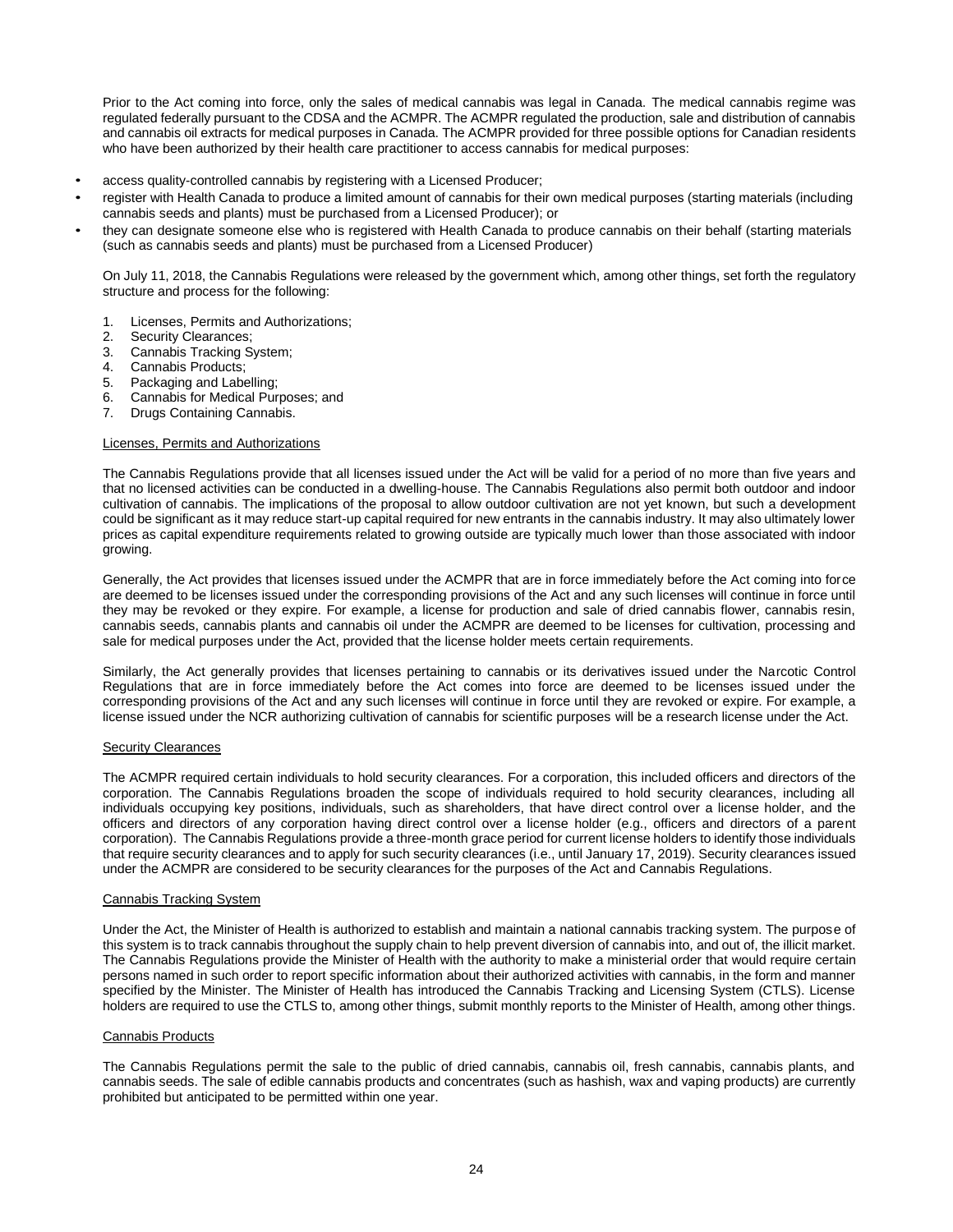Prior to the Act coming into force, only the sales of medical cannabis was legal in Canada. The medical cannabis regime was regulated federally pursuant to the CDSA and the ACMPR. The ACMPR regulated the production, sale and distribution of cannabis and cannabis oil extracts for medical purposes in Canada. The ACMPR provided for three possible options for Canadian residents who have been authorized by their health care practitioner to access cannabis for medical purposes:

- access quality-controlled cannabis by registering with a Licensed Producer;
- register with Health Canada to produce a limited amount of cannabis for their own medical purposes (starting materials (including cannabis seeds and plants) must be purchased from a Licensed Producer); or
- they can designate someone else who is registered with Health Canada to produce cannabis on their behalf (starting materials (such as cannabis seeds and plants) must be purchased from a Licensed Producer)

On July 11, 2018, the Cannabis Regulations were released by the government which, among other things, set forth the regulatory structure and process for the following:

1. Licenses, Permits and Authorizations;
2. Security Clearances;
3. Cannabis Tracking System;
4. Cannabis Products;
5. Packaging and Labelling;
6. Cannabis for Medical Purposes; and
7. Drugs Containing Cannabis.

Licenses, Permits and Authorizations

The Cannabis Regulations provide that all licenses issued under the Act will be valid for a period of no more than five years and that no licensed activities can be conducted in a dwelling-house. The Cannabis Regulations also permit both outdoor and indoor cultivation of cannabis. The implications of the proposal to allow outdoor cultivation are not yet known, but such a development could be significant as it may reduce start-up capital required for new entrants in the cannabis industry. It may also ultimately lower prices as capital expenditure requirements related to growing outside are typically much lower than those associated with indoor growing.

Generally, the Act provides that licenses issued under the ACMPR that are in force immediately before the Act coming into force are deemed to be licenses issued under the corresponding provisions of the Act and any such licenses will continue in force until they may be revoked or they expire. For example, a license for production and sale of dried cannabis flower, cannabis resin, cannabis seeds, cannabis plants and cannabis oil under the ACMPR are deemed to be licenses for cultivation, processing and sale for medical purposes under the Act, provided that the license holder meets certain requirements.

Similarly, the Act generally provides that licenses pertaining to cannabis or its derivatives issued under the Narcotic Control Regulations that are in force immediately before the Act comes into force are deemed to be licenses issued under the corresponding provisions of the Act and any such licenses will continue in force until they are revoked or expire. For example, a license issued under the NCR authorizing cultivation of cannabis for scientific purposes will be a research license under the Act.

Security Clearances

The ACMPR required certain individuals to hold security clearances. For a corporation, this included officers and directors of the corporation. The Cannabis Regulations broaden the scope of individuals required to hold security clearances, including all individuals occupying key positions, individuals, such as shareholders, that have direct control over a license holder, and the officers and directors of any corporation having direct control over a license holder (e.g., officers and directors of a parent corporation). The Cannabis Regulations provide a three-month grace period for current license holders to identify those individuals that require security clearances and to apply for such security clearances (i.e., until January 17, 2019). Security clearances issued under the ACMPR are considered to be security clearances for the purposes of the Act and Cannabis Regulations.

Cannabis Tracking System

Under the Act, the Minister of Health is authorized to establish and maintain a national cannabis tracking system. The purpose of this system is to track cannabis throughout the supply chain to help prevent diversion of cannabis into, and out of, the illicit market. The Cannabis Regulations provide the Minister of Health with the authority to make a ministerial order that would require certain persons named in such order to report specific information about their authorized activities with cannabis, in the form and manner specified by the Minister. The Minister of Health has introduced the Cannabis Tracking and Licensing System (CTLS). License holders are required to use the CTLS to, among other things, submit monthly reports to the Minister of Health, among other things.

Cannabis Products

The Cannabis Regulations permit the sale to the public of dried cannabis, cannabis oil, fresh cannabis, cannabis plants, and cannabis seeds. The sale of edible cannabis products and concentrates (such as hashish, wax and vaping products) are currently prohibited but anticipated to be permitted within one year.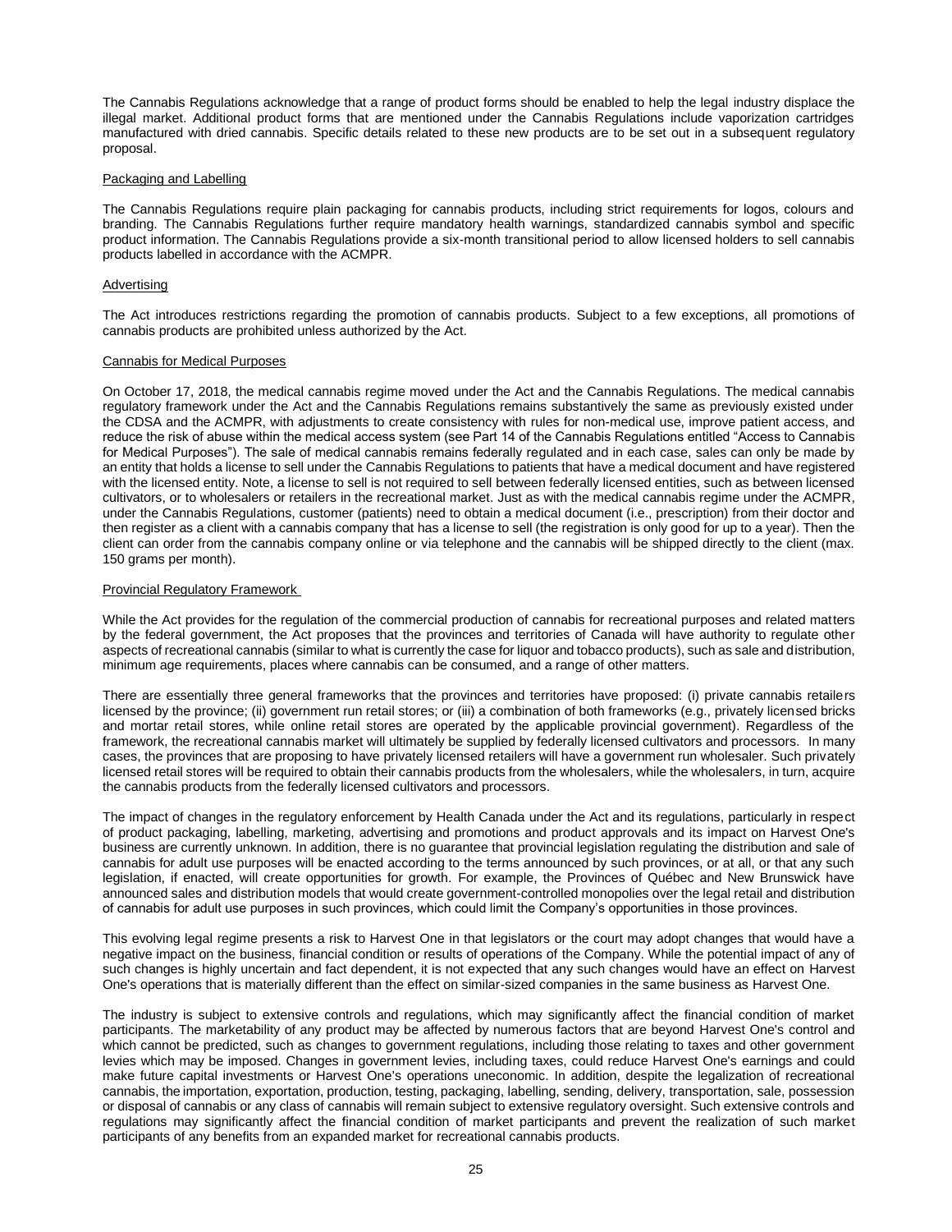The Cannabis Regulations acknowledge that a range of product forms should be enabled to help the legal industry displace the illegal market. Additional product forms that are mentioned under the Cannabis Regulations include vaporization cartridges manufactured with dried cannabis. Specific details related to these new products are to be set out in a subsequent regulatory proposal.

Packaging and Labelling

The Cannabis Regulations require plain packaging for cannabis products, including strict requirements for logos, colours and branding. The Cannabis Regulations further require mandatory health warnings, standardized cannabis symbol and specific product information. The Cannabis Regulations provide a six-month transitional period to allow licensed holders to sell cannabis products labelled in accordance with the ACMPR.

Advertising

The Act introduces restrictions regarding the promotion of cannabis products. Subject to a few exceptions, all promotions of cannabis products are prohibited unless authorized by the Act.

Cannabis for Medical Purposes

On October 17, 2018, the medical cannabis regime moved under the Act and the Cannabis Regulations. The medical cannabis regulatory framework under the Act and the Cannabis Regulations remains substantively the same as previously existed under the CDSA and the ACMPR, with adjustments to create consistency with rules for non-medical use, improve patient access, and reduce the risk of abuse within the medical access system (see Part 14 of the Cannabis Regulations entitled "Access to Cannabis for Medical Purposes"). The sale of medical cannabis remains federally regulated and in each case, sales can only be made by an entity that holds a license to sell under the Cannabis Regulations to patients that have a medical document and have registered with the licensed entity. Note, a license to sell is not required to sell between federally licensed entities, such as between licensed cultivators, or to wholesalers or retailers in the recreational market. Just as with the medical cannabis regime under the ACMPR, under the Cannabis Regulations, customer (patients) need to obtain a medical document (i.e., prescription) from their doctor and then register as a client with a cannabis company that has a license to sell (the registration is only good for up to a year). Then the client can order from the cannabis company online or via telephone and the cannabis will be shipped directly to the client (max. 150 grams per month).

Provincial Regulatory Framework

While the Act provides for the regulation of the commercial production of cannabis for recreational purposes and related matters by the federal government, the Act proposes that the provinces and territories of Canada will have authority to regulate other aspects of recreational cannabis (similar to what is currently the case for liquor and tobacco products), such as sale and distribution, minimum age requirements, places where cannabis can be consumed, and a range of other matters.

There are essentially three general frameworks that the provinces and territories have proposed: (i) private cannabis retailers licensed by the province; (ii) government run retail stores; or (iii) a combination of both frameworks (e.g., privately licensed bricks and mortar retail stores, while online retail stores are operated by the applicable provincial government). Regardless of the framework, the recreational cannabis market will ultimately be supplied by federally licensed cultivators and processors. In many cases, the provinces that are proposing to have privately licensed retailers will have a government run wholesaler. Such privately licensed retail stores will be required to obtain their cannabis products from the wholesalers, while the wholesalers, in turn, acquire the cannabis products from the federally licensed cultivators and processors.

The impact of changes in the regulatory enforcement by Health Canada under the Act and its regulations, particularly in respect of product packaging, labelling, marketing, advertising and promotions and product approvals and its impact on Harvest One's business are currently unknown. In addition, there is no guarantee that provincial legislation regulating the distribution and sale of cannabis for adult use purposes will be enacted according to the terms announced by such provinces, or at all, or that any such legislation, if enacted, will create opportunities for growth. For example, the Provinces of Québec and New Brunswick have announced sales and distribution models that would create government-controlled monopolies over the legal retail and distribution of cannabis for adult use purposes in such provinces, which could limit the Company's opportunities in those provinces.

This evolving legal regime presents a risk to Harvest One in that legislators or the court may adopt changes that would have a negative impact on the business, financial condition or results of operations of the Company. While the potential impact of any of such changes is highly uncertain and fact dependent, it is not expected that any such changes would have an effect on Harvest One's operations that is materially different than the effect on similar-sized companies in the same business as Harvest One.

The industry is subject to extensive controls and regulations, which may significantly affect the financial condition of market participants. The marketability of any product may be affected by numerous factors that are beyond Harvest One's control and which cannot be predicted, such as changes to government regulations, including those relating to taxes and other government levies which may be imposed. Changes in government levies, including taxes, could reduce Harvest One's earnings and could make future capital investments or Harvest One's operations uneconomic. In addition, despite the legalization of recreational cannabis, the importation, exportation, production, testing, packaging, labelling, sending, delivery, transportation, sale, possession or disposal of cannabis or any class of cannabis will remain subject to extensive regulatory oversight. Such extensive controls and regulations may significantly affect the financial condition of market participants and prevent the realization of such market participants of any benefits from an expanded market for recreational cannabis products.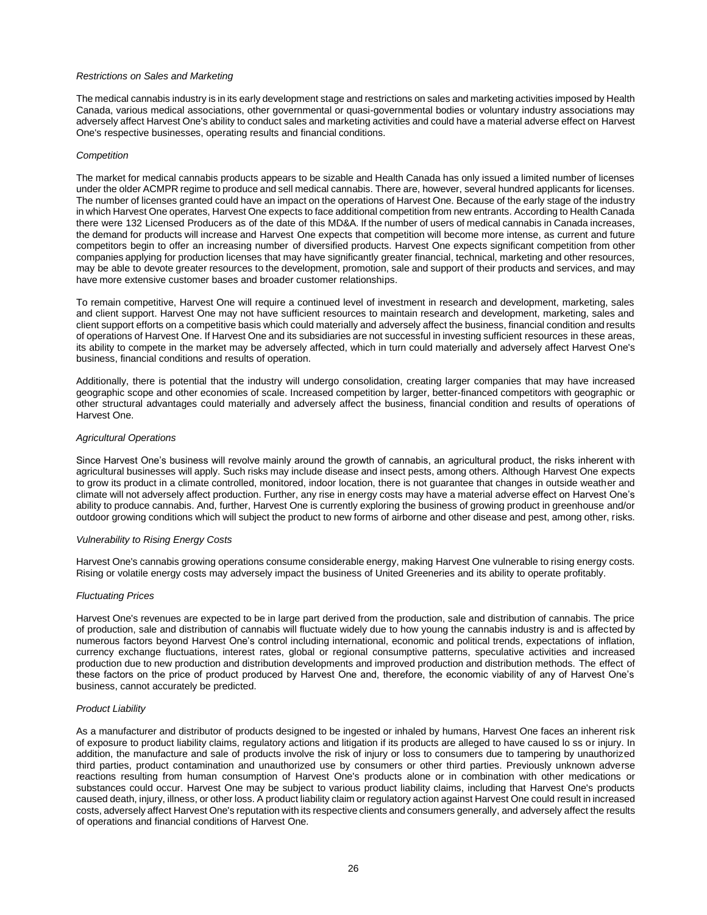*Restrictions on Sales and Marketing*

The medical cannabis industry is in its early development stage and restrictions on sales and marketing activities imposed by Health Canada, various medical associations, other governmental or quasi-governmental bodies or voluntary industry associations may adversely affect Harvest One's ability to conduct sales and marketing activities and could have a material adverse effect on Harvest One's respective businesses, operating results and financial conditions.

*Competition*

The market for medical cannabis products appears to be sizable and Health Canada has only issued a limited number of licenses under the older ACMPR regime to produce and sell medical cannabis. There are, however, several hundred applicants for licenses. The number of licenses granted could have an impact on the operations of Harvest One. Because of the early stage of the industry in which Harvest One operates, Harvest One expects to face additional competition from new entrants. According to Health Canada there were 132 Licensed Producers as of the date of this MD&A. If the number of users of medical cannabis in Canada increases, the demand for products will increase and Harvest One expects that competition will become more intense, as current and future competitors begin to offer an increasing number of diversified products. Harvest One expects significant competition from other companies applying for production licenses that may have significantly greater financial, technical, marketing and other resources, may be able to devote greater resources to the development, promotion, sale and support of their products and services, and may have more extensive customer bases and broader customer relationships.

To remain competitive, Harvest One will require a continued level of investment in research and development, marketing, sales and client support. Harvest One may not have sufficient resources to maintain research and development, marketing, sales and client support efforts on a competitive basis which could materially and adversely affect the business, financial condition and results of operations of Harvest One. If Harvest One and its subsidiaries are not successful in investing sufficient resources in these areas, its ability to compete in the market may be adversely affected, which in turn could materially and adversely affect Harvest One's business, financial conditions and results of operation.

Additionally, there is potential that the industry will undergo consolidation, creating larger companies that may have increased geographic scope and other economies of scale. Increased competition by larger, better-financed competitors with geographic or other structural advantages could materially and adversely affect the business, financial condition and results of operations of Harvest One.

*Agricultural Operations*

Since Harvest One's business will revolve mainly around the growth of cannabis, an agricultural product, the risks inherent with agricultural businesses will apply. Such risks may include disease and insect pests, among others. Although Harvest One expects to grow its product in a climate controlled, monitored, indoor location, there is not guarantee that changes in outside weather and climate will not adversely affect production. Further, any rise in energy costs may have a material adverse effect on Harvest One's ability to produce cannabis. And, further, Harvest One is currently exploring the business of growing product in greenhouse and/or outdoor growing conditions which will subject the product to new forms of airborne and other disease and pest, among other, risks.

*Vulnerability to Rising Energy Costs*

Harvest One's cannabis growing operations consume considerable energy, making Harvest One vulnerable to rising energy costs. Rising or volatile energy costs may adversely impact the business of United Greeneries and its ability to operate profitably.

*Fluctuating Prices*

Harvest One's revenues are expected to be in large part derived from the production, sale and distribution of cannabis. The price of production, sale and distribution of cannabis will fluctuate widely due to how young the cannabis industry is and is affected by numerous factors beyond Harvest One's control including international, economic and political trends, expectations of inflation, currency exchange fluctuations, interest rates, global or regional consumptive patterns, speculative activities and increased production due to new production and distribution developments and improved production and distribution methods. The effect of these factors on the price of product produced by Harvest One and, therefore, the economic viability of any of Harvest One's business, cannot accurately be predicted.

*Product Liability*

As a manufacturer and distributor of products designed to be ingested or inhaled by humans, Harvest One faces an inherent risk of exposure to product liability claims, regulatory actions and litigation if its products are alleged to have caused lo ss or injury. In addition, the manufacture and sale of products involve the risk of injury or loss to consumers due to tampering by unauthorized third parties, product contamination and unauthorized use by consumers or other third parties. Previously unknown adverse reactions resulting from human consumption of Harvest One's products alone or in combination with other medications or substances could occur. Harvest One may be subject to various product liability claims, including that Harvest One's products caused death, injury, illness, or other loss. A product liability claim or regulatory action against Harvest One could result in increased costs, adversely affect Harvest One's reputation with its respective clients and consumers generally, and adversely affect the results of operations and financial conditions of Harvest One.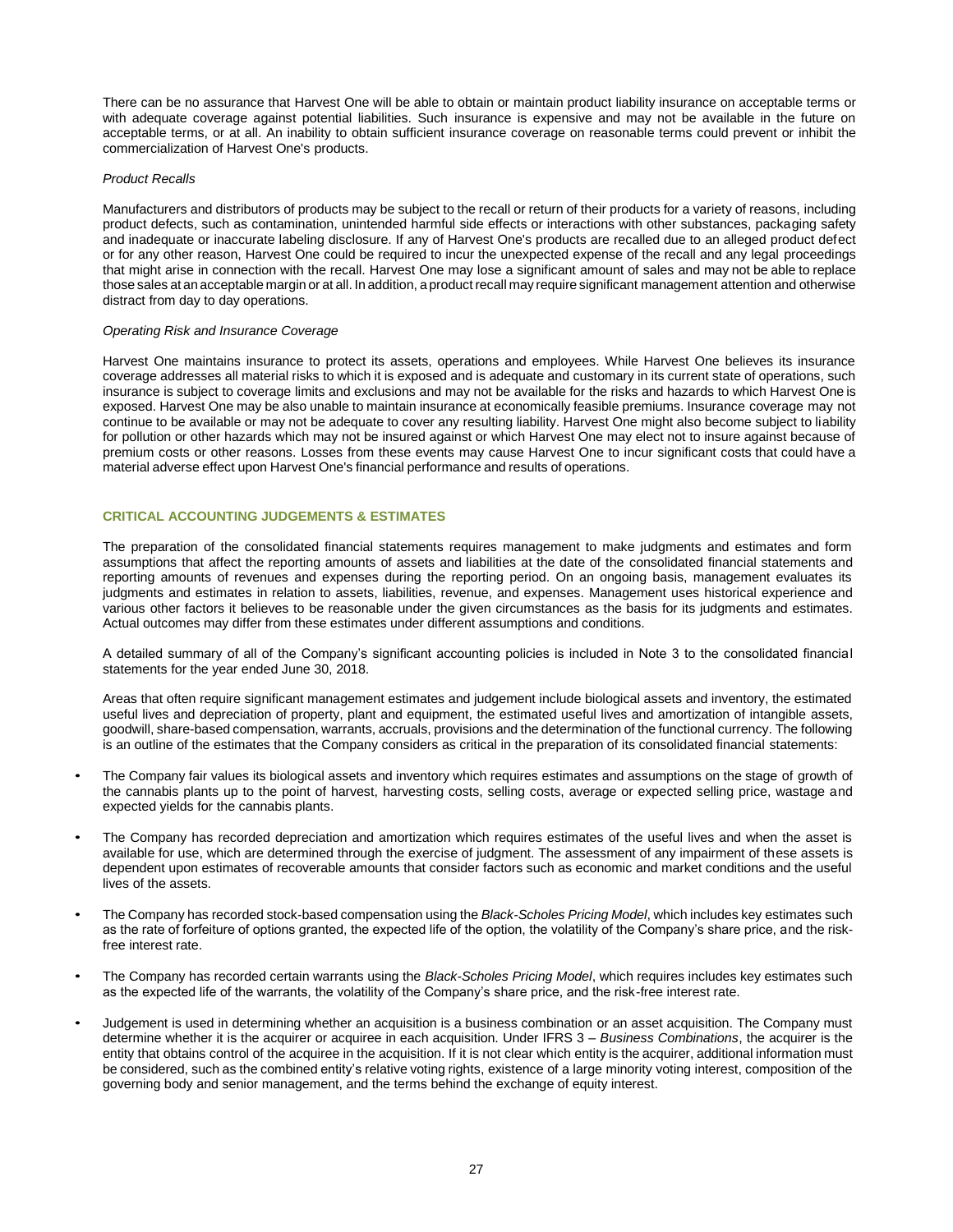There can be no assurance that Harvest One will be able to obtain or maintain product liability insurance on acceptable terms or with adequate coverage against potential liabilities. Such insurance is expensive and may not be available in the future on acceptable terms, or at all. An inability to obtain sufficient insurance coverage on reasonable terms could prevent or inhibit the commercialization of Harvest One's products.

*Product Recalls*

Manufacturers and distributors of products may be subject to the recall or return of their products for a variety of reasons, including product defects, such as contamination, unintended harmful side effects or interactions with other substances, packaging safety and inadequate or inaccurate labeling disclosure. If any of Harvest One's products are recalled due to an alleged product defect or for any other reason, Harvest One could be required to incur the unexpected expense of the recall and any legal proceedings that might arise in connection with the recall. Harvest One may lose a significant amount of sales and may not be able to replace those sales at an acceptable margin or at all. In addition, a product recall may require significant management attention and otherwise distract from day to day operations.

*Operating Risk and Insurance Coverage*

Harvest One maintains insurance to protect its assets, operations and employees. While Harvest One believes its insurance coverage addresses all material risks to which it is exposed and is adequate and customary in its current state of operations, such insurance is subject to coverage limits and exclusions and may not be available for the risks and hazards to which Harvest One is exposed. Harvest One may be also unable to maintain insurance at economically feasible premiums. Insurance coverage may not continue to be available or may not be adequate to cover any resulting liability. Harvest One might also become subject to liability for pollution or other hazards which may not be insured against or which Harvest One may elect not to insure against because of premium costs or other reasons. Losses from these events may cause Harvest One to incur significant costs that could have a material adverse effect upon Harvest One's financial performance and results of operations.

## CRITICAL ACCOUNTING JUDGEMENTS & ESTIMATES

The preparation of the consolidated financial statements requires management to make judgments and estimates and form assumptions that affect the reporting amounts of assets and liabilities at the date of the consolidated financial statements and reporting amounts of revenues and expenses during the reporting period. On an ongoing basis, management evaluates its judgments and estimates in relation to assets, liabilities, revenue, and expenses. Management uses historical experience and various other factors it believes to be reasonable under the given circumstances as the basis for its judgments and estimates. Actual outcomes may differ from these estimates under different assumptions and conditions.

A detailed summary of all of the Company's significant accounting policies is included in Note 3 to the consolidated financial statements for the year ended June 30, 2018.

Areas that often require significant management estimates and judgement include biological assets and inventory, the estimated useful lives and depreciation of property, plant and equipment, the estimated useful lives and amortization of intangible assets, goodwill, share-based compensation, warrants, accruals, provisions and the determination of the functional currency. The following is an outline of the estimates that the Company considers as critical in the preparation of its consolidated financial statements:

- The Company fair values its biological assets and inventory which requires estimates and assumptions on the stage of growth of the cannabis plants up to the point of harvest, harvesting costs, selling costs, average or expected selling price, wastage and expected yields for the cannabis plants.
- The Company has recorded depreciation and amortization which requires estimates of the useful lives and when the asset is available for use, which are determined through the exercise of judgment. The assessment of any impairment of these assets is dependent upon estimates of recoverable amounts that consider factors such as economic and market conditions and the useful lives of the assets.
- The Company has recorded stock-based compensation using the *Black-Scholes Pricing Model*, which includes key estimates such as the rate of forfeiture of options granted, the expected life of the option, the volatility of the Company's share price, and the risk-free interest rate.
- The Company has recorded certain warrants using the *Black-Scholes Pricing Model*, which requires includes key estimates such as the expected life of the warrants, the volatility of the Company's share price, and the risk-free interest rate.
- Judgement is used in determining whether an acquisition is a business combination or an asset acquisition. The Company must determine whether it is the acquirer or acquiree in each acquisition. Under IFRS 3 – *Business Combinations*, the acquirer is the entity that obtains control of the acquiree in the acquisition. If it is not clear which entity is the acquirer, additional information must be considered, such as the combined entity's relative voting rights, existence of a large minority voting interest, composition of the governing body and senior management, and the terms behind the exchange of equity interest.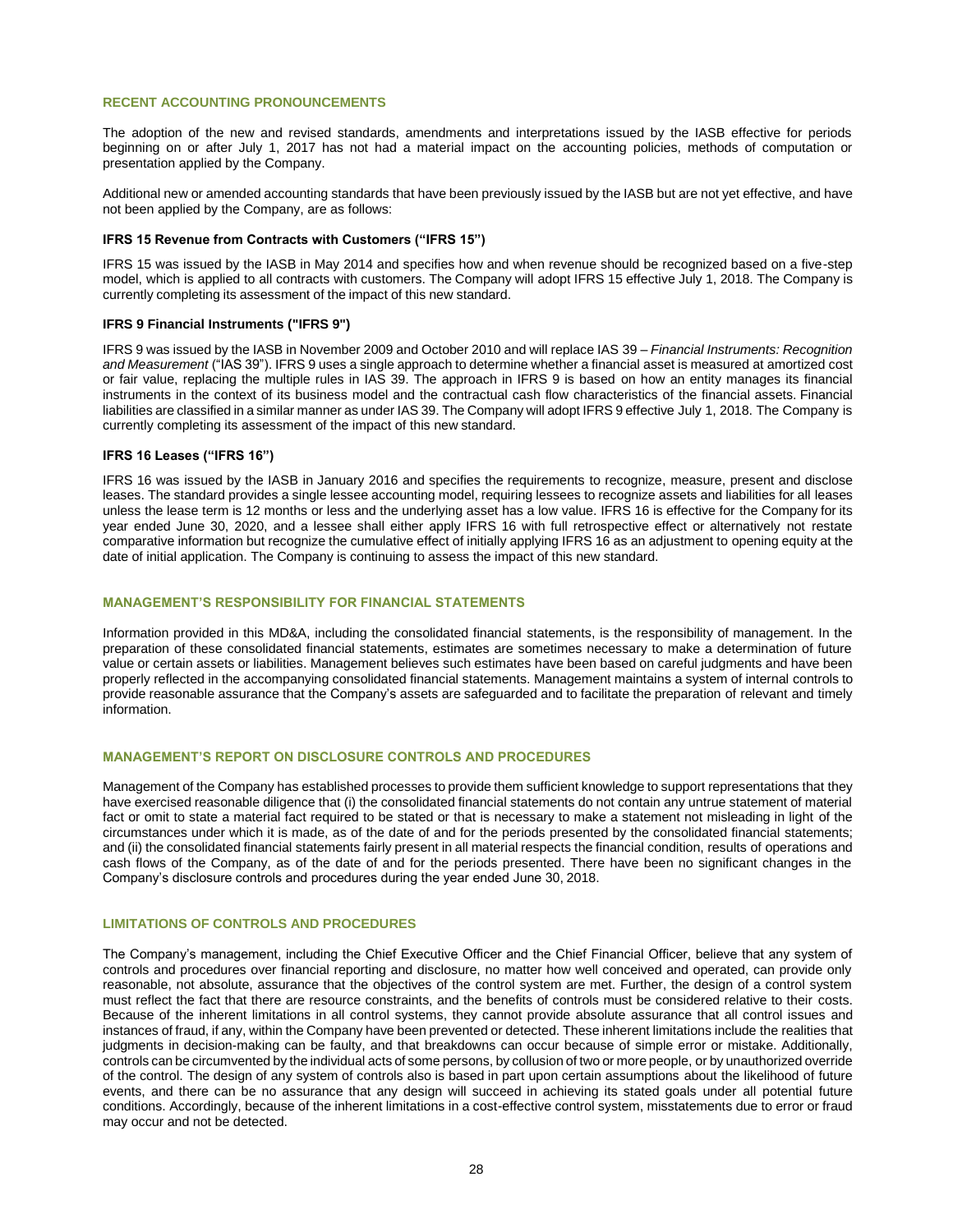## RECENT ACCOUNTING PRONOUNCEMENTS

The adoption of the new and revised standards, amendments and interpretations issued by the IASB effective for periods beginning on or after July 1, 2017 has not had a material impact on the accounting policies, methods of computation or presentation applied by the Company.

Additional new or amended accounting standards that have been previously issued by the IASB but are not yet effective, and have not been applied by the Company, are as follows:

### IFRS 15 Revenue from Contracts with Customers ("IFRS 15")

IFRS 15 was issued by the IASB in May 2014 and specifies how and when revenue should be recognized based on a five-step model, which is applied to all contracts with customers. The Company will adopt IFRS 15 effective July 1, 2018. The Company is currently completing its assessment of the impact of this new standard.

### IFRS 9 Financial Instruments ("IFRS 9")

IFRS 9 was issued by the IASB in November 2009 and October 2010 and will replace IAS 39 – *Financial Instruments: Recognition and Measurement* ("IAS 39"). IFRS 9 uses a single approach to determine whether a financial asset is measured at amortized cost or fair value, replacing the multiple rules in IAS 39. The approach in IFRS 9 is based on how an entity manages its financial instruments in the context of its business model and the contractual cash flow characteristics of the financial assets. Financial liabilities are classified in a similar manner as under IAS 39. The Company will adopt IFRS 9 effective July 1, 2018. The Company is currently completing its assessment of the impact of this new standard.

### IFRS 16 Leases ("IFRS 16")

IFRS 16 was issued by the IASB in January 2016 and specifies the requirements to recognize, measure, present and disclose leases. The standard provides a single lessee accounting model, requiring lessees to recognize assets and liabilities for all leases unless the lease term is 12 months or less and the underlying asset has a low value. IFRS 16 is effective for the Company for its year ended June 30, 2020, and a lessee shall either apply IFRS 16 with full retrospective effect or alternatively not restate comparative information but recognize the cumulative effect of initially applying IFRS 16 as an adjustment to opening equity at the date of initial application. The Company is continuing to assess the impact of this new standard.

## MANAGEMENT'S RESPONSIBILITY FOR FINANCIAL STATEMENTS

Information provided in this MD&A, including the consolidated financial statements, is the responsibility of management. In the preparation of these consolidated financial statements, estimates are sometimes necessary to make a determination of future value or certain assets or liabilities. Management believes such estimates have been based on careful judgments and have been properly reflected in the accompanying consolidated financial statements. Management maintains a system of internal controls to provide reasonable assurance that the Company's assets are safeguarded and to facilitate the preparation of relevant and timely information.

## MANAGEMENT'S REPORT ON DISCLOSURE CONTROLS AND PROCEDURES

Management of the Company has established processes to provide them sufficient knowledge to support representations that they have exercised reasonable diligence that (i) the consolidated financial statements do not contain any untrue statement of material fact or omit to state a material fact required to be stated or that is necessary to make a statement not misleading in light of the circumstances under which it is made, as of the date of and for the periods presented by the consolidated financial statements; and (ii) the consolidated financial statements fairly present in all material respects the financial condition, results of operations and cash flows of the Company, as of the date of and for the periods presented. There have been no significant changes in the Company's disclosure controls and procedures during the year ended June 30, 2018.

## LIMITATIONS OF CONTROLS AND PROCEDURES

The Company's management, including the Chief Executive Officer and the Chief Financial Officer, believe that any system of controls and procedures over financial reporting and disclosure, no matter how well conceived and operated, can provide only reasonable, not absolute, assurance that the objectives of the control system are met. Further, the design of a control system must reflect the fact that there are resource constraints, and the benefits of controls must be considered relative to their costs. Because of the inherent limitations in all control systems, they cannot provide absolute assurance that all control issues and instances of fraud, if any, within the Company have been prevented or detected. These inherent limitations include the realities that judgments in decision-making can be faulty, and that breakdowns can occur because of simple error or mistake. Additionally, controls can be circumvented by the individual acts of some persons, by collusion of two or more people, or by unauthorized override of the control. The design of any system of controls also is based in part upon certain assumptions about the likelihood of future events, and there can be no assurance that any design will succeed in achieving its stated goals under all potential future conditions. Accordingly, because of the inherent limitations in a cost-effective control system, misstatements due to error or fraud may occur and not be detected.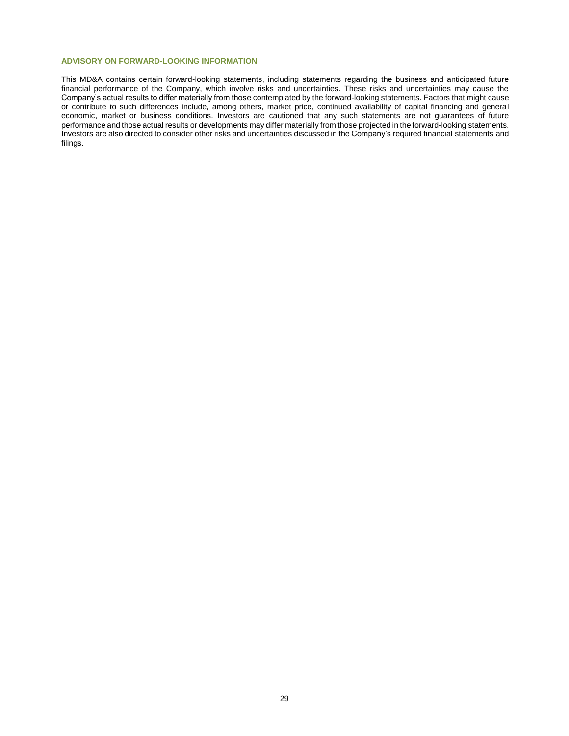## ADVISORY ON FORWARD-LOOKING INFORMATION

This MD&A contains certain forward-looking statements, including statements regarding the business and anticipated future financial performance of the Company, which involve risks and uncertainties. These risks and uncertainties may cause the Company's actual results to differ materially from those contemplated by the forward-looking statements. Factors that might cause or contribute to such differences include, among others, market price, continued availability of capital financing and general economic, market or business conditions. Investors are cautioned that any such statements are not guarantees of future performance and those actual results or developments may differ materially from those projected in the forward-looking statements. Investors are also directed to consider other risks and uncertainties discussed in the Company's required financial statements and filings.